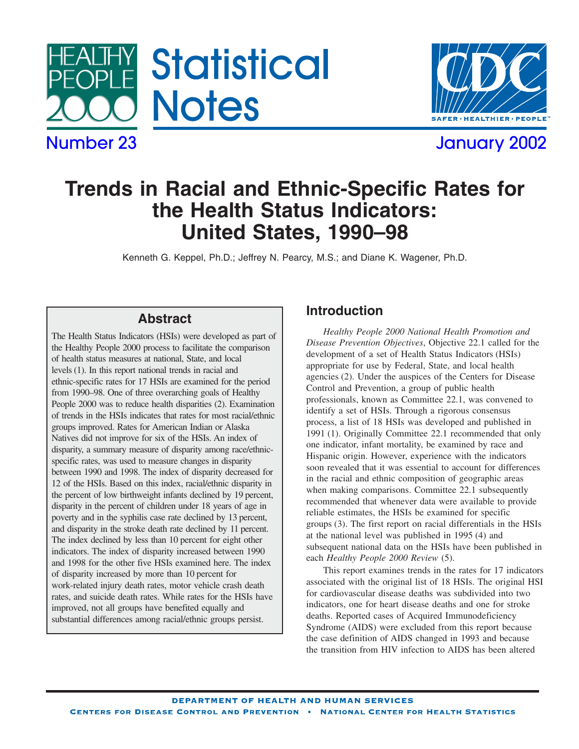# Statistical Notes

Number 23 — January 2002

# Trends in Racial and Ethnic-Specific Rates for the Health Status Indicators: United States, 1990–98

Kenneth G. Keppel, Ph.D.; Jeffrey N. Pearcy, M.S.; and Diane K. Wagener, Ph.D.

## Abstract

The Health Status Indicators (HSIs) were developed as part of the Healthy People 2000 process to facilitate the comparison of health status measures at national, State, and local levels (1). In this report national trends in racial and ethnic-specific rates for 17 HSIs are examined for the period from 1990–98. One of three overarching goals of Healthy People 2000 was to reduce health disparities (2). Examination of trends in the HSIs indicates that rates for most racial/ethnic groups improved. Rates for American Indian or Alaska Natives did not improve for six of the HSIs. An index of disparity, a summary measure of disparity among race/ethnic-specific rates, was used to measure changes in disparity between 1990 and 1998. The index of disparity decreased for 12 of the HSIs. Based on this index, racial/ethnic disparity in the percent of low birthweight infants declined by 19 percent, disparity in the percent of children under 18 years of age in poverty and in the syphilis case rate declined by 13 percent, and disparity in the stroke death rate declined by 11 percent. The index declined by less than 10 percent for eight other indicators. The index of disparity increased between 1990 and 1998 for the other five HSIs examined here. The index of disparity increased by more than 10 percent for work-related injury death rates, motor vehicle crash death rates, and suicide death rates. While rates for the HSIs have improved, not all groups have benefited equally and substantial differences among racial/ethnic groups persist.

## Introduction

*Healthy People 2000 National Health Promotion and Disease Prevention Objectives*, Objective 22.1 called for the development of a set of Health Status Indicators (HSIs) appropriate for use by Federal, State, and local health agencies (2). Under the auspices of the Centers for Disease Control and Prevention, a group of public health professionals, known as Committee 22.1, was convened to identify a set of HSIs. Through a rigorous consensus process, a list of 18 HSIs was developed and published in 1991 (1). Originally Committee 22.1 recommended that only one indicator, infant mortality, be examined by race and Hispanic origin. However, experience with the indicators soon revealed that it was essential to account for differences in the racial and ethnic composition of geographic areas when making comparisons. Committee 22.1 subsequently recommended that whenever data were available to provide reliable estimates, the HSIs be examined for specific groups (3). The first report on racial differentials in the HSIs at the national level was published in 1995 (4) and subsequent national data on the HSIs have been published in each *Healthy People 2000 Review* (5).

This report examines trends in the rates for 17 indicators associated with the original list of 18 HSIs. The original HSI for cardiovascular disease deaths was subdivided into two indicators, one for heart disease deaths and one for stroke deaths. Reported cases of Acquired Immunodeficiency Syndrome (AIDS) were excluded from this report because the case definition of AIDS changed in 1993 and because the transition from HIV infection to AIDS has been altered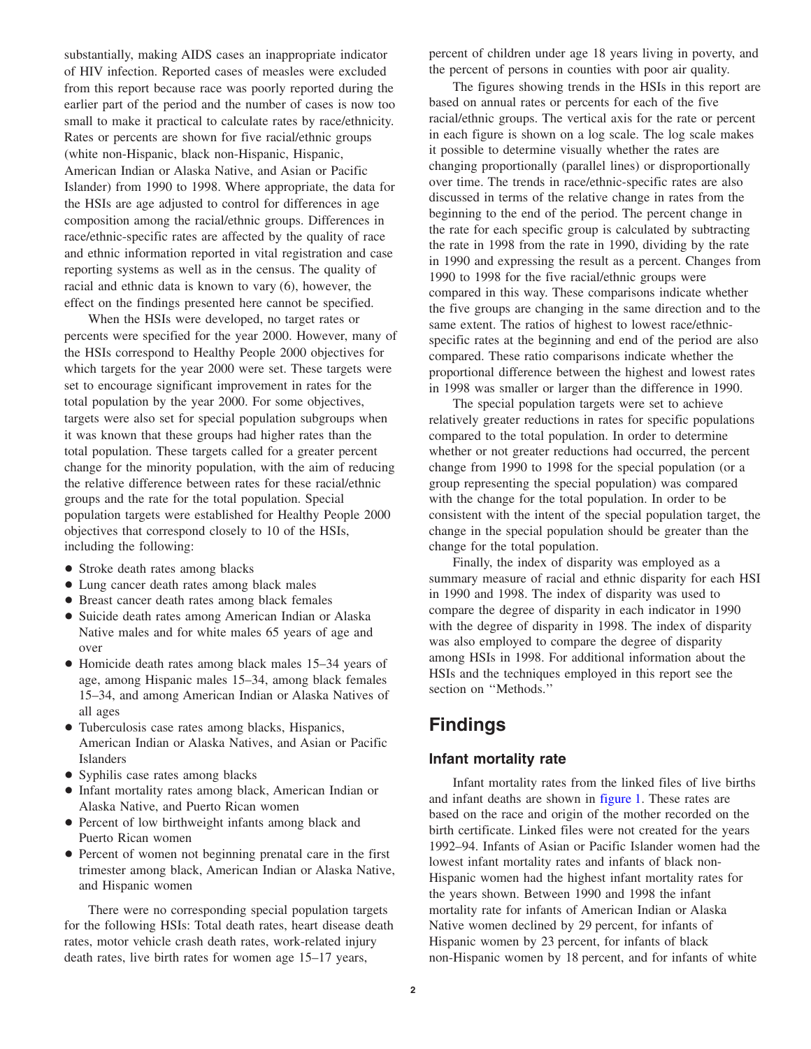substantially, making AIDS cases an inappropriate indicator of HIV infection. Reported cases of measles were excluded from this report because race was poorly reported during the earlier part of the period and the number of cases is now too small to make it practical to calculate rates by race/ethnicity. Rates or percents are shown for five racial/ethnic groups (white non-Hispanic, black non-Hispanic, Hispanic, American Indian or Alaska Native, and Asian or Pacific Islander) from 1990 to 1998. Where appropriate, the data for the HSIs are age adjusted to control for differences in age composition among the racial/ethnic groups. Differences in race/ethnic-specific rates are affected by the quality of race and ethnic information reported in vital registration and case reporting systems as well as in the census. The quality of racial and ethnic data is known to vary (6), however, the effect on the findings presented here cannot be specified.

When the HSIs were developed, no target rates or percents were specified for the year 2000. However, many of the HSIs correspond to Healthy People 2000 objectives for which targets for the year 2000 were set. These targets were set to encourage significant improvement in rates for the total population by the year 2000. For some objectives, targets were also set for special population subgroups when it was known that these groups had higher rates than the total population. These targets called for a greater percent change for the minority population, with the aim of reducing the relative difference between rates for these racial/ethnic groups and the rate for the total population. Special population targets were established for Healthy People 2000 objectives that correspond closely to 10 of the HSIs, including the following:

- Stroke death rates among blacks
- Lung cancer death rates among black males
- Breast cancer death rates among black females
- Suicide death rates among American Indian or Alaska Native males and for white males 65 years of age and over
- Homicide death rates among black males 15–34 years of age, among Hispanic males 15–34, among black females 15–34, and among American Indian or Alaska Natives of all ages
- Tuberculosis case rates among blacks, Hispanics, American Indian or Alaska Natives, and Asian or Pacific Islanders
- Syphilis case rates among blacks
- Infant mortality rates among black, American Indian or Alaska Native, and Puerto Rican women
- Percent of low birthweight infants among black and Puerto Rican women
- Percent of women not beginning prenatal care in the first trimester among black, American Indian or Alaska Native, and Hispanic women

There were no corresponding special population targets for the following HSIs: Total death rates, heart disease death rates, motor vehicle crash death rates, work-related injury death rates, live birth rates for women age 15–17 years, percent of children under age 18 years living in poverty, and the percent of persons in counties with poor air quality.

The figures showing trends in the HSIs in this report are based on annual rates or percents for each of the five racial/ethnic groups. The vertical axis for the rate or percent in each figure is shown on a log scale. The log scale makes it possible to determine visually whether the rates are changing proportionally (parallel lines) or disproportionally over time. The trends in race/ethnic-specific rates are also discussed in terms of the relative change in rates from the beginning to the end of the period. The percent change in the rate for each specific group is calculated by subtracting the rate in 1998 from the rate in 1990, dividing by the rate in 1990 and expressing the result as a percent. Changes from 1990 to 1998 for the five racial/ethnic groups were compared in this way. These comparisons indicate whether the five groups are changing in the same direction and to the same extent. The ratios of highest to lowest race/ethnic-specific rates at the beginning and end of the period are also compared. These ratio comparisons indicate whether the proportional difference between the highest and lowest rates in 1998 was smaller or larger than the difference in 1990.

The special population targets were set to achieve relatively greater reductions in rates for specific populations compared to the total population. In order to determine whether or not greater reductions had occurred, the percent change from 1990 to 1998 for the special population (or a group representing the special population) was compared with the change for the total population. In order to be consistent with the intent of the special population target, the change in the special population should be greater than the change for the total population.

Finally, the index of disparity was employed as a summary measure of racial and ethnic disparity for each HSI in 1990 and 1998. The index of disparity was used to compare the degree of disparity in each indicator in 1990 with the degree of disparity in 1998. The index of disparity was also employed to compare the degree of disparity among HSIs in 1998. For additional information about the HSIs and the techniques employed in this report see the section on ''Methods.''

# Findings

## Infant mortality rate

Infant mortality rates from the linked files of live births and infant deaths are shown in figure 1. These rates are based on the race and origin of the mother recorded on the birth certificate. Linked files were not created for the years 1992–94. Infants of Asian or Pacific Islander women had the lowest infant mortality rates and infants of black non-Hispanic women had the highest infant mortality rates for the years shown. Between 1990 and 1998 the infant mortality rate for infants of American Indian or Alaska Native women declined by 29 percent, for infants of Hispanic women by 23 percent, for infants of black non-Hispanic women by 18 percent, and for infants of white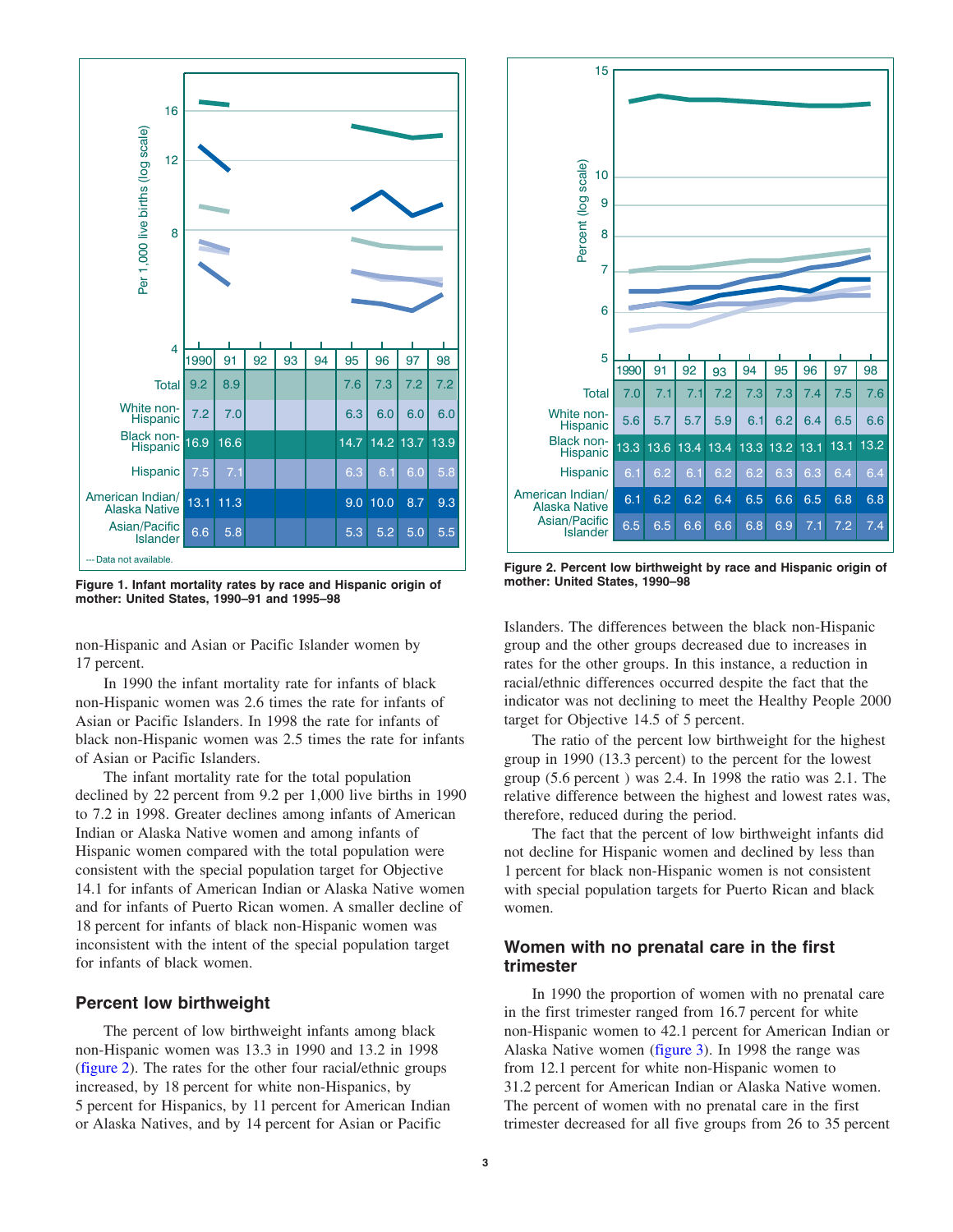|  | 1990 | 91 | 92 | 93 | 94 | 95 | 96 | 97 | 98 |
|---|---|---|---|---|---|---|---|---|---|
| Total | 9.2 | 8.9 | --- | --- | --- | 7.6 | 7.3 | 7.2 | 7.2 |
| White non-Hispanic | 7.2 | 7.0 | --- | --- | --- | 6.3 | 6.0 | 6.0 | 6.0 |
| Black non-Hispanic | 16.9 | 16.6 | --- | --- | --- | 14.7 | 14.2 | 13.7 | 13.9 |
| Hispanic | 7.5 | 7.1 | --- | --- | --- | 6.3 | 6.1 | 6.0 | 5.8 |
| American Indian/ Alaska Native | 13.1 | 11.3 | --- | --- | --- | 9.0 | 10.0 | 8.7 | 9.3 |
| Asian/Pacific Islander | 6.6 | 5.8 | --- | --- | --- | 5.3 | 5.2 | 5.0 | 5.5 |

--- Data not available.

**Figure 1. Infant mortality rates by race and Hispanic origin of mother: United States, 1990–91 and 1995–98**

|  | 1990 | 91 | 92 | 93 | 94 | 95 | 96 | 97 | 98 |
|---|---|---|---|---|---|---|---|---|---|
| Total | 7.0 | 7.1 | 7.1 | 7.2 | 7.3 | 7.3 | 7.4 | 7.5 | 7.6 |
| White non-Hispanic | 5.6 | 5.7 | 5.7 | 5.9 | 6.1 | 6.2 | 6.4 | 6.5 | 6.6 |
| Black non-Hispanic | 13.3 | 13.6 | 13.4 | 13.4 | 13.3 | 13.2 | 13.1 | 13.1 | 13.2 |
| Hispanic | 6.1 | 6.2 | 6.1 | 6.2 | 6.2 | 6.3 | 6.3 | 6.4 | 6.4 |
| American Indian/ Alaska Native | 6.1 | 6.2 | 6.2 | 6.4 | 6.5 | 6.6 | 6.5 | 6.8 | 6.8 |
| Asian/Pacific Islander | 6.5 | 6.5 | 6.6 | 6.6 | 6.8 | 6.9 | 7.1 | 7.2 | 7.4 |

**Figure 2. Percent low birthweight by race and Hispanic origin of mother: United States, 1990–98**

non-Hispanic and Asian or Pacific Islander women by 17 percent.

In 1990 the infant mortality rate for infants of black non-Hispanic women was 2.6 times the rate for infants of Asian or Pacific Islanders. In 1998 the rate for infants of black non-Hispanic women was 2.5 times the rate for infants of Asian or Pacific Islanders.

The infant mortality rate for the total population declined by 22 percent from 9.2 per 1,000 live births in 1990 to 7.2 in 1998. Greater declines among infants of American Indian or Alaska Native women and among infants of Hispanic women compared with the total population were consistent with the special population target for Objective 14.1 for infants of American Indian or Alaska Native women and for infants of Puerto Rican women. A smaller decline of 18 percent for infants of black non-Hispanic women was inconsistent with the intent of the special population target for infants of black women.

## Percent low birthweight

The percent of low birthweight infants among black non-Hispanic women was 13.3 in 1990 and 13.2 in 1998 (figure 2). The rates for the other four racial/ethnic groups increased, by 18 percent for white non-Hispanics, by 5 percent for Hispanics, by 11 percent for American Indian or Alaska Natives, and by 14 percent for Asian or Pacific Islanders. The differences between the black non-Hispanic group and the other groups decreased due to increases in rates for the other groups. In this instance, a reduction in racial/ethnic differences occurred despite the fact that the indicator was not declining to meet the Healthy People 2000 target for Objective 14.5 of 5 percent.

The ratio of the percent low birthweight for the highest group in 1990 (13.3 percent) to the percent for the lowest group (5.6 percent ) was 2.4. In 1998 the ratio was 2.1. The relative difference between the highest and lowest rates was, therefore, reduced during the period.

The fact that the percent of low birthweight infants did not decline for Hispanic women and declined by less than 1 percent for black non-Hispanic women is not consistent with special population targets for Puerto Rican and black women.

## Women with no prenatal care in the first trimester

In 1990 the proportion of women with no prenatal care in the first trimester ranged from 16.7 percent for white non-Hispanic women to 42.1 percent for American Indian or Alaska Native women (figure 3). In 1998 the range was from 12.1 percent for white non-Hispanic women to 31.2 percent for American Indian or Alaska Native women. The percent of women with no prenatal care in the first trimester decreased for all five groups from 26 to 35 percent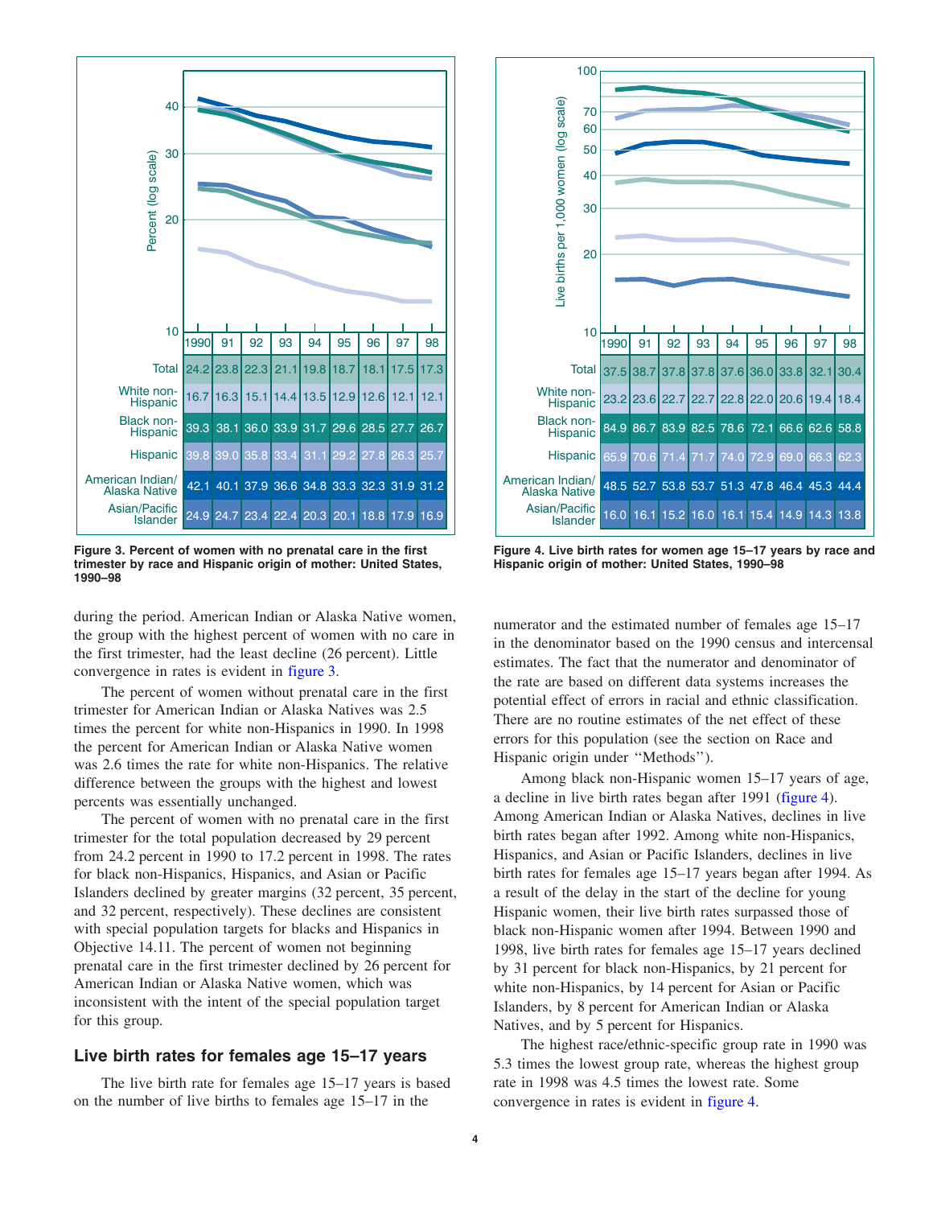| | 1990 | 91 | 92 | 93 | 94 | 95 | 96 | 97 | 98 |
|---|---|---|---|---|---|---|---|---|---|
| Total | 24.2 | 23.8 | 22.3 | 21.1 | 19.8 | 18.7 | 18.1 | 17.5 | 17.3 |
| White non-Hispanic | 16.7 | 16.3 | 15.1 | 14.4 | 13.5 | 12.9 | 12.6 | 12.1 | 12.1 |
| Black non-Hispanic | 39.3 | 38.1 | 36.0 | 33.9 | 31.7 | 29.6 | 28.5 | 27.7 | 26.7 |
| Hispanic | 39.8 | 39.0 | 35.8 | 33.4 | 31.1 | 29.2 | 27.8 | 26.3 | 25.7 |
| American Indian/ Alaska Native | 42.1 | 40.1 | 37.9 | 36.6 | 34.8 | 33.3 | 32.3 | 31.9 | 31.2 |
| Asian/Pacific Islander | 24.9 | 24.7 | 23.4 | 22.4 | 20.3 | 20.1 | 18.8 | 17.9 | 16.9 |

**Figure 3. Percent of women with no prenatal care in the first trimester by race and Hispanic origin of mother: United States, 1990–98**

| | 1990 | 91 | 92 | 93 | 94 | 95 | 96 | 97 | 98 |
|---|---|---|---|---|---|---|---|---|---|
| Total | 37.5 | 38.7 | 37.8 | 37.8 | 37.6 | 36.0 | 33.8 | 32.1 | 30.4 |
| White non-Hispanic | 23.2 | 23.6 | 22.7 | 22.7 | 22.8 | 22.0 | 20.6 | 19.4 | 18.4 |
| Black non-Hispanic | 84.9 | 86.7 | 83.9 | 82.5 | 78.6 | 72.1 | 66.6 | 62.6 | 58.8 |
| Hispanic | 65.9 | 70.6 | 71.4 | 71.7 | 74.0 | 72.9 | 69.0 | 66.3 | 62.3 |
| American Indian/ Alaska Native | 48.5 | 52.7 | 53.8 | 53.7 | 51.3 | 47.8 | 46.4 | 45.3 | 44.4 |
| Asian/Pacific Islander | 16.0 | 16.1 | 15.2 | 16.0 | 16.1 | 15.4 | 14.9 | 14.3 | 13.8 |

**Figure 4. Live birth rates for women age 15–17 years by race and Hispanic origin of mother: United States, 1990–98**

during the period. American Indian or Alaska Native women, the group with the highest percent of women with no care in the first trimester, had the least decline (26 percent). Little convergence in rates is evident in figure 3.

The percent of women without prenatal care in the first trimester for American Indian or Alaska Natives was 2.5 times the percent for white non-Hispanics in 1990. In 1998 the percent for American Indian or Alaska Native women was 2.6 times the rate for white non-Hispanics. The relative difference between the groups with the highest and lowest percents was essentially unchanged.

The percent of women with no prenatal care in the first trimester for the total population decreased by 29 percent from 24.2 percent in 1990 to 17.2 percent in 1998. The rates for black non-Hispanics, Hispanics, and Asian or Pacific Islanders declined by greater margins (32 percent, 35 percent, and 32 percent, respectively). These declines are consistent with special population targets for blacks and Hispanics in Objective 14.11. The percent of women not beginning prenatal care in the first trimester declined by 26 percent for American Indian or Alaska Native women, which was inconsistent with the intent of the special population target for this group.

## Live birth rates for females age 15–17 years

The live birth rate for females age 15–17 years is based on the number of live births to females age 15–17 in the numerator and the estimated number of females age 15–17 in the denominator based on the 1990 census and intercensal estimates. The fact that the numerator and denominator of the rate are based on different data systems increases the potential effect of errors in racial and ethnic classification. There are no routine estimates of the net effect of these errors for this population (see the section on Race and Hispanic origin under "Methods").

Among black non-Hispanic women 15–17 years of age, a decline in live birth rates began after 1991 (figure 4). Among American Indian or Alaska Natives, declines in live birth rates began after 1992. Among white non-Hispanics, Hispanics, and Asian or Pacific Islanders, declines in live birth rates for females age 15–17 years began after 1994. As a result of the delay in the start of the decline for young Hispanic women, their live birth rates surpassed those of black non-Hispanic women after 1994. Between 1990 and 1998, live birth rates for females age 15–17 years declined by 31 percent for black non-Hispanics, by 21 percent for white non-Hispanics, by 14 percent for Asian or Pacific Islanders, by 8 percent for American Indian or Alaska Natives, and by 5 percent for Hispanics.

The highest race/ethnic-specific group rate in 1990 was 5.3 times the lowest group rate, whereas the highest group rate in 1998 was 4.5 times the lowest rate. Some convergence in rates is evident in figure 4.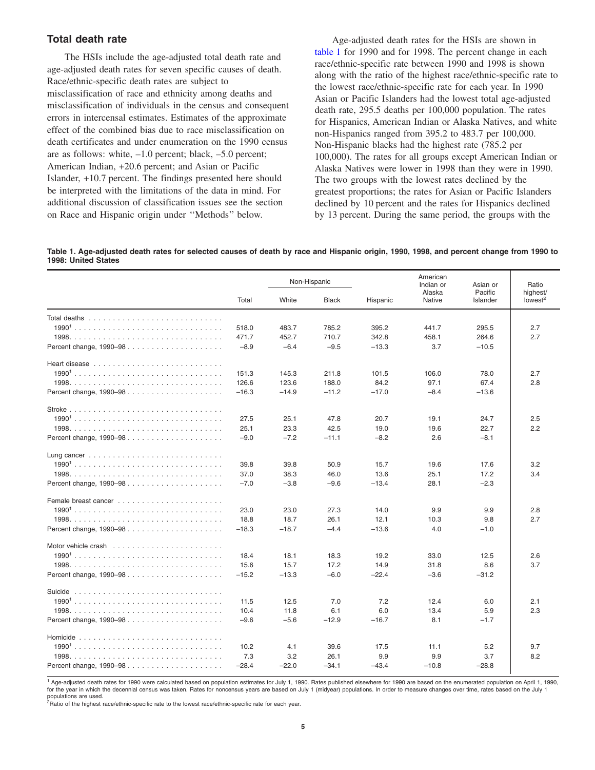## Total death rate

The HSIs include the age-adjusted total death rate and age-adjusted death rates for seven specific causes of death. Race/ethnic-specific death rates are subject to misclassification of race and ethnicity among deaths and misclassification of individuals in the census and consequent errors in intercensal estimates. Estimates of the approximate effect of the combined bias due to race misclassification on death certificates and under enumeration on the 1990 census are as follows: white, –1.0 percent; black, –5.0 percent; American Indian, +20.6 percent; and Asian or Pacific Islander, +10.7 percent. The findings presented here should be interpreted with the limitations of the data in mind. For additional discussion of classification issues see the section on Race and Hispanic origin under ''Methods'' below.

Age-adjusted death rates for the HSIs are shown in table 1 for 1990 and for 1998. The percent change in each race/ethnic-specific rate between 1990 and 1998 is shown along with the ratio of the highest race/ethnic-specific rate to the lowest race/ethnic-specific rate for each year. In 1990 Asian or Pacific Islanders had the lowest total age-adjusted death rate, 295.5 deaths per 100,000 population. The rates for Hispanics, American Indian or Alaska Natives, and white non-Hispanics ranged from 395.2 to 483.7 per 100,000. Non-Hispanic blacks had the highest rate (785.2 per 100,000). The rates for all groups except American Indian or Alaska Natives were lower in 1998 than they were in 1990. The two groups with the lowest rates declined by the greatest proportions; the rates for Asian or Pacific Islanders declined by 10 percent and the rates for Hispanics declined by 13 percent. During the same period, the groups with the

**Table 1. Age-adjusted death rates for selected causes of death by race and Hispanic origin, 1990, 1998, and percent change from 1990 to 1998: United States**

| | Total | Non-Hispanic | | Hispanic | American Indian or Alaska Native | Asian or Pacific Islander | Ratio highest/ lowest[2] |
|---|---|---|---|---|---|---|---|
| | | White | Black | | | | |
| Total deaths | | | | | | | |
| 1990[1] | 518.0 | 483.7 | 785.2 | 395.2 | 441.7 | 295.5 | 2.7 |
| 1998 | 471.7 | 452.7 | 710.7 | 342.8 | 458.1 | 264.6 | 2.7 |
| Percent change, 1990–98 | –8.9 | –6.4 | –9.5 | –13.3 | 3.7 | –10.5 | |
| Heart disease | | | | | | | |
| 1990[1] | 151.3 | 145.3 | 211.8 | 101.5 | 106.0 | 78.0 | 2.7 |
| 1998 | 126.6 | 123.6 | 188.0 | 84.2 | 97.1 | 67.4 | 2.8 |
| Percent change, 1990–98 | –16.3 | –14.9 | –11.2 | –17.0 | –8.4 | –13.6 | |
| Stroke | | | | | | | |
| 1990[1] | 27.5 | 25.1 | 47.8 | 20.7 | 19.1 | 24.7 | 2.5 |
| 1998 | 25.1 | 23.3 | 42.5 | 19.0 | 19.6 | 22.7 | 2.2 |
| Percent change, 1990–98 | –9.0 | –7.2 | –11.1 | –8.2 | 2.6 | –8.1 | |
| Lung cancer | | | | | | | |
| 1990[1] | 39.8 | 39.8 | 50.9 | 15.7 | 19.6 | 17.6 | 3.2 |
| 1998 | 37.0 | 38.3 | 46.0 | 13.6 | 25.1 | 17.2 | 3.4 |
| Percent change, 1990–98 | –7.0 | –3.8 | –9.6 | –13.4 | 28.1 | –2.3 | |
| Female breast cancer | | | | | | | |
| 1990[1] | 23.0 | 23.0 | 27.3 | 14.0 | 9.9 | 9.9 | 2.8 |
| 1998 | 18.8 | 18.7 | 26.1 | 12.1 | 10.3 | 9.8 | 2.7 |
| Percent change, 1990–98 | –18.3 | –18.7 | –4.4 | –13.6 | 4.0 | –1.0 | |
| Motor vehicle crash | | | | | | | |
| 1990[1] | 18.4 | 18.1 | 18.3 | 19.2 | 33.0 | 12.5 | 2.6 |
| 1998 | 15.6 | 15.7 | 17.2 | 14.9 | 31.8 | 8.6 | 3.7 |
| Percent change, 1990–98 | –15.2 | –13.3 | –6.0 | –22.4 | –3.6 | –31.2 | |
| Suicide | | | | | | | |
| 1990[1] | 11.5 | 12.5 | 7.0 | 7.2 | 12.4 | 6.0 | 2.1 |
| 1998 | 10.4 | 11.8 | 6.1 | 6.0 | 13.4 | 5.9 | 2.3 |
| Percent change, 1990–98 | –9.6 | –5.6 | –12.9 | –16.7 | 8.1 | –1.7 | |
| Homicide | | | | | | | |
| 1990[1] | 10.2 | 4.1 | 39.6 | 17.5 | 11.1 | 5.2 | 9.7 |
| 1998 | 7.3 | 3.2 | 26.1 | 9.9 | 9.9 | 3.7 | 8.2 |
| Percent change, 1990–98 | –28.4 | –22.0 | –34.1 | –43.4 | –10.8 | –28.8 | |

[1] Age-adjusted death rates for 1990 were calculated based on population estimates for July 1, 1990. Rates published elsewhere for 1990 are based on the enumerated population on April 1, 1990, for the year in which the decennial census was taken. Rates for noncensus years are based on July 1 (midyear) populations. In order to measure changes over time, rates based on the July 1 populations are used.

[2] Ratio of the highest race/ethnic-specific rate to the lowest race/ethnic-specific rate for each year.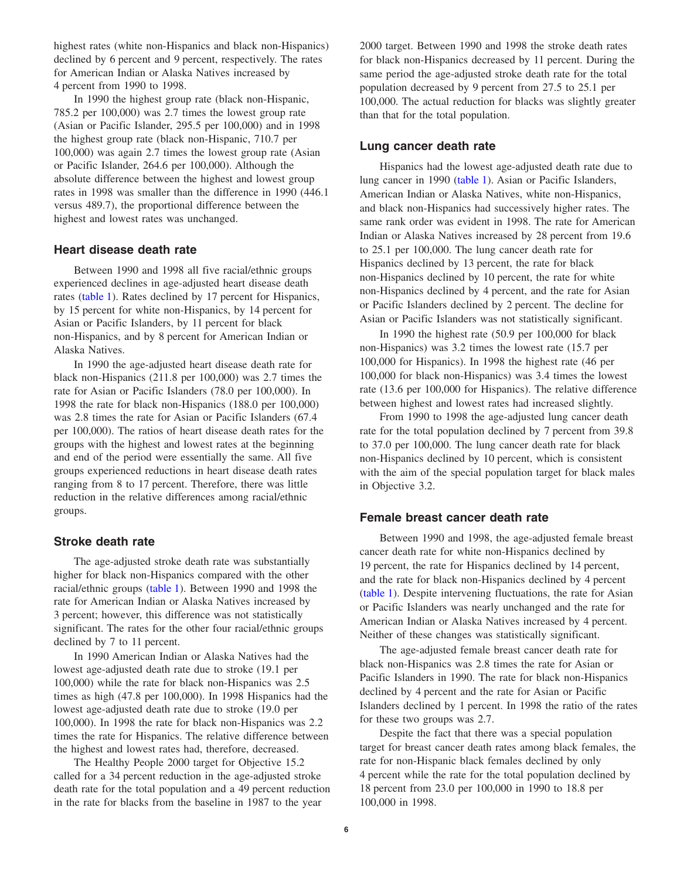highest rates (white non-Hispanics and black non-Hispanics) declined by 6 percent and 9 percent, respectively. The rates for American Indian or Alaska Natives increased by 4 percent from 1990 to 1998.

In 1990 the highest group rate (black non-Hispanic, 785.2 per 100,000) was 2.7 times the lowest group rate (Asian or Pacific Islander, 295.5 per 100,000) and in 1998 the highest group rate (black non-Hispanic, 710.7 per 100,000) was again 2.7 times the lowest group rate (Asian or Pacific Islander, 264.6 per 100,000). Although the absolute difference between the highest and lowest group rates in 1998 was smaller than the difference in 1990 (446.1 versus 489.7), the proportional difference between the highest and lowest rates was unchanged.

## Heart disease death rate

Between 1990 and 1998 all five racial/ethnic groups experienced declines in age-adjusted heart disease death rates (table 1). Rates declined by 17 percent for Hispanics, by 15 percent for white non-Hispanics, by 14 percent for Asian or Pacific Islanders, by 11 percent for black non-Hispanics, and by 8 percent for American Indian or Alaska Natives.

In 1990 the age-adjusted heart disease death rate for black non-Hispanics (211.8 per 100,000) was 2.7 times the rate for Asian or Pacific Islanders (78.0 per 100,000). In 1998 the rate for black non-Hispanics (188.0 per 100,000) was 2.8 times the rate for Asian or Pacific Islanders (67.4 per 100,000). The ratios of heart disease death rates for the groups with the highest and lowest rates at the beginning and end of the period were essentially the same. All five groups experienced reductions in heart disease death rates ranging from 8 to 17 percent. Therefore, there was little reduction in the relative differences among racial/ethnic groups.

## Stroke death rate

The age-adjusted stroke death rate was substantially higher for black non-Hispanics compared with the other racial/ethnic groups (table 1). Between 1990 and 1998 the rate for American Indian or Alaska Natives increased by 3 percent; however, this difference was not statistically significant. The rates for the other four racial/ethnic groups declined by 7 to 11 percent.

In 1990 American Indian or Alaska Natives had the lowest age-adjusted death rate due to stroke (19.1 per 100,000) while the rate for black non-Hispanics was 2.5 times as high (47.8 per 100,000). In 1998 Hispanics had the lowest age-adjusted death rate due to stroke (19.0 per 100,000). In 1998 the rate for black non-Hispanics was 2.2 times the rate for Hispanics. The relative difference between the highest and lowest rates had, therefore, decreased.

The Healthy People 2000 target for Objective 15.2 called for a 34 percent reduction in the age-adjusted stroke death rate for the total population and a 49 percent reduction in the rate for blacks from the baseline in 1987 to the year 2000 target. Between 1990 and 1998 the stroke death rates for black non-Hispanics decreased by 11 percent. During the same period the age-adjusted stroke death rate for the total population decreased by 9 percent from 27.5 to 25.1 per 100,000. The actual reduction for blacks was slightly greater than that for the total population.

## Lung cancer death rate

Hispanics had the lowest age-adjusted death rate due to lung cancer in 1990 (table 1). Asian or Pacific Islanders, American Indian or Alaska Natives, white non-Hispanics, and black non-Hispanics had successively higher rates. The same rank order was evident in 1998. The rate for American Indian or Alaska Natives increased by 28 percent from 19.6 to 25.1 per 100,000. The lung cancer death rate for Hispanics declined by 13 percent, the rate for black non-Hispanics declined by 10 percent, the rate for white non-Hispanics declined by 4 percent, and the rate for Asian or Pacific Islanders declined by 2 percent. The decline for Asian or Pacific Islanders was not statistically significant.

In 1990 the highest rate (50.9 per 100,000 for black non-Hispanics) was 3.2 times the lowest rate (15.7 per 100,000 for Hispanics). In 1998 the highest rate (46 per 100,000 for black non-Hispanics) was 3.4 times the lowest rate (13.6 per 100,000 for Hispanics). The relative difference between highest and lowest rates had increased slightly.

From 1990 to 1998 the age-adjusted lung cancer death rate for the total population declined by 7 percent from 39.8 to 37.0 per 100,000. The lung cancer death rate for black non-Hispanics declined by 10 percent, which is consistent with the aim of the special population target for black males in Objective 3.2.

## Female breast cancer death rate

Between 1990 and 1998, the age-adjusted female breast cancer death rate for white non-Hispanics declined by 19 percent, the rate for Hispanics declined by 14 percent, and the rate for black non-Hispanics declined by 4 percent (table 1). Despite intervening fluctuations, the rate for Asian or Pacific Islanders was nearly unchanged and the rate for American Indian or Alaska Natives increased by 4 percent. Neither of these changes was statistically significant.

The age-adjusted female breast cancer death rate for black non-Hispanics was 2.8 times the rate for Asian or Pacific Islanders in 1990. The rate for black non-Hispanics declined by 4 percent and the rate for Asian or Pacific Islanders declined by 1 percent. In 1998 the ratio of the rates for these two groups was 2.7.

Despite the fact that there was a special population target for breast cancer death rates among black females, the rate for non-Hispanic black females declined by only 4 percent while the rate for the total population declined by 18 percent from 23.0 per 100,000 in 1990 to 18.8 per 100,000 in 1998.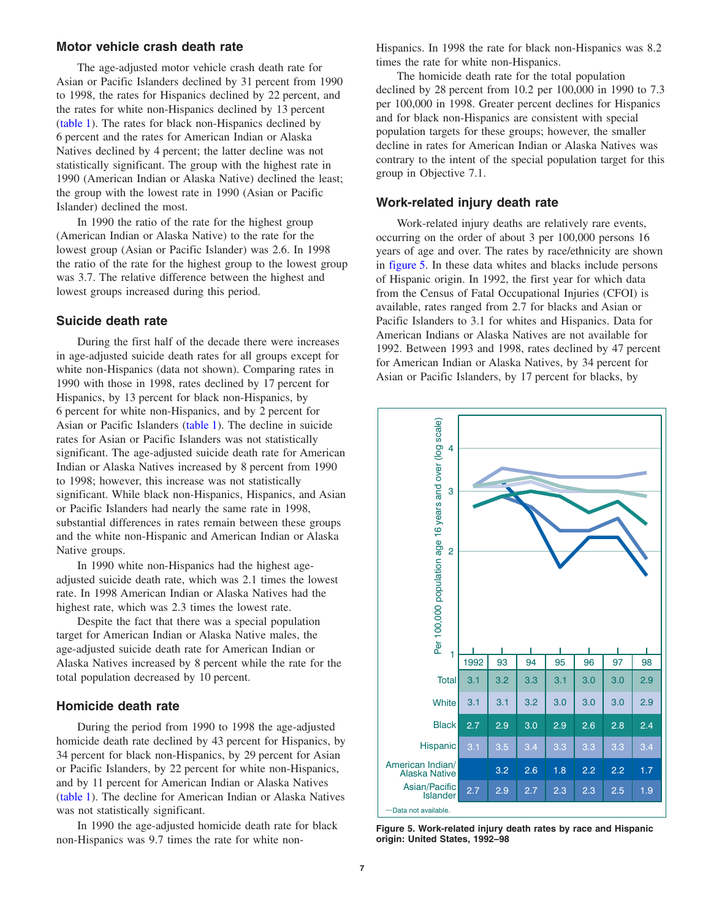## Motor vehicle crash death rate

The age-adjusted motor vehicle crash death rate for Asian or Pacific Islanders declined by 31 percent from 1990 to 1998, the rates for Hispanics declined by 22 percent, and the rates for white non-Hispanics declined by 13 percent (table 1). The rates for black non-Hispanics declined by 6 percent and the rates for American Indian or Alaska Natives declined by 4 percent; the latter decline was not statistically significant. The group with the highest rate in 1990 (American Indian or Alaska Native) declined the least; the group with the lowest rate in 1990 (Asian or Pacific Islander) declined the most.

In 1990 the ratio of the rate for the highest group (American Indian or Alaska Native) to the rate for the lowest group (Asian or Pacific Islander) was 2.6. In 1998 the ratio of the rate for the highest group to the lowest group was 3.7. The relative difference between the highest and lowest groups increased during this period.

## Suicide death rate

During the first half of the decade there were increases in age-adjusted suicide death rates for all groups except for white non-Hispanics (data not shown). Comparing rates in 1990 with those in 1998, rates declined by 17 percent for Hispanics, by 13 percent for black non-Hispanics, by 6 percent for white non-Hispanics, and by 2 percent for Asian or Pacific Islanders (table 1). The decline in suicide rates for Asian or Pacific Islanders was not statistically significant. The age-adjusted suicide death rate for American Indian or Alaska Natives increased by 8 percent from 1990 to 1998; however, this increase was not statistically significant. While black non-Hispanics, Hispanics, and Asian or Pacific Islanders had nearly the same rate in 1998, substantial differences in rates remain between these groups and the white non-Hispanic and American Indian or Alaska Native groups.

In 1990 white non-Hispanics had the highest age-adjusted suicide death rate, which was 2.1 times the lowest rate. In 1998 American Indian or Alaska Natives had the highest rate, which was 2.3 times the lowest rate.

Despite the fact that there was a special population target for American Indian or Alaska Native males, the age-adjusted suicide death rate for American Indian or Alaska Natives increased by 8 percent while the rate for the total population decreased by 10 percent.

## Homicide death rate

During the period from 1990 to 1998 the age-adjusted homicide death rate declined by 43 percent for Hispanics, by 34 percent for black non-Hispanics, by 29 percent for Asian or Pacific Islanders, by 22 percent for white non-Hispanics, and by 11 percent for American Indian or Alaska Natives (table 1). The decline for American Indian or Alaska Natives was not statistically significant.

In 1990 the age-adjusted homicide death rate for black non-Hispanics was 9.7 times the rate for white non-Hispanics. In 1998 the rate for black non-Hispanics was 8.2 times the rate for white non-Hispanics.

The homicide death rate for the total population declined by 28 percent from 10.2 per 100,000 in 1990 to 7.3 per 100,000 in 1998. Greater percent declines for Hispanics and for black non-Hispanics are consistent with special population targets for these groups; however, the smaller decline in rates for American Indian or Alaska Natives was contrary to the intent of the special population target for this group in Objective 7.1.

## Work-related injury death rate

Work-related injury deaths are relatively rare events, occurring on the order of about 3 per 100,000 persons 16 years of age and over. The rates by race/ethnicity are shown in figure 5. In these data whites and blacks include persons of Hispanic origin. In 1992, the first year for which data from the Census of Fatal Occupational Injuries (CFOI) is available, rates ranged from 2.7 for blacks and Asian or Pacific Islanders to 3.1 for whites and Hispanics. Data for American Indians or Alaska Natives are not available for 1992. Between 1993 and 1998, rates declined by 47 percent for American Indian or Alaska Natives, by 34 percent for Asian or Pacific Islanders, by 17 percent for blacks, by

Per 100,000 population age 16 years and over (log scale)

| | 1992 | 93 | 94 | 95 | 96 | 97 | 98 |
|---|---|---|---|---|---|---|---|
| Total | 3.1 | 3.2 | 3.3 | 3.1 | 3.0 | 3.0 | 2.9 |
| White | 3.1 | 3.1 | 3.2 | 3.0 | 3.0 | 3.0 | 2.9 |
| Black | 2.7 | 2.9 | 3.0 | 2.9 | 2.6 | 2.8 | 2.4 |
| Hispanic | 3.1 | 3.5 | 3.4 | 3.3 | 3.3 | 3.3 | 3.4 |
| American Indian/ Alaska Native | --- | 3.2 | 2.6 | 1.8 | 2.2 | 2.2 | 1.7 |
| Asian/Pacific Islander | 2.7 | 2.9 | 2.7 | 2.3 | 2.3 | 2.5 | 1.9 |

---Data not available.

**Figure 5. Work-related injury death rates by race and Hispanic origin: United States, 1992–98**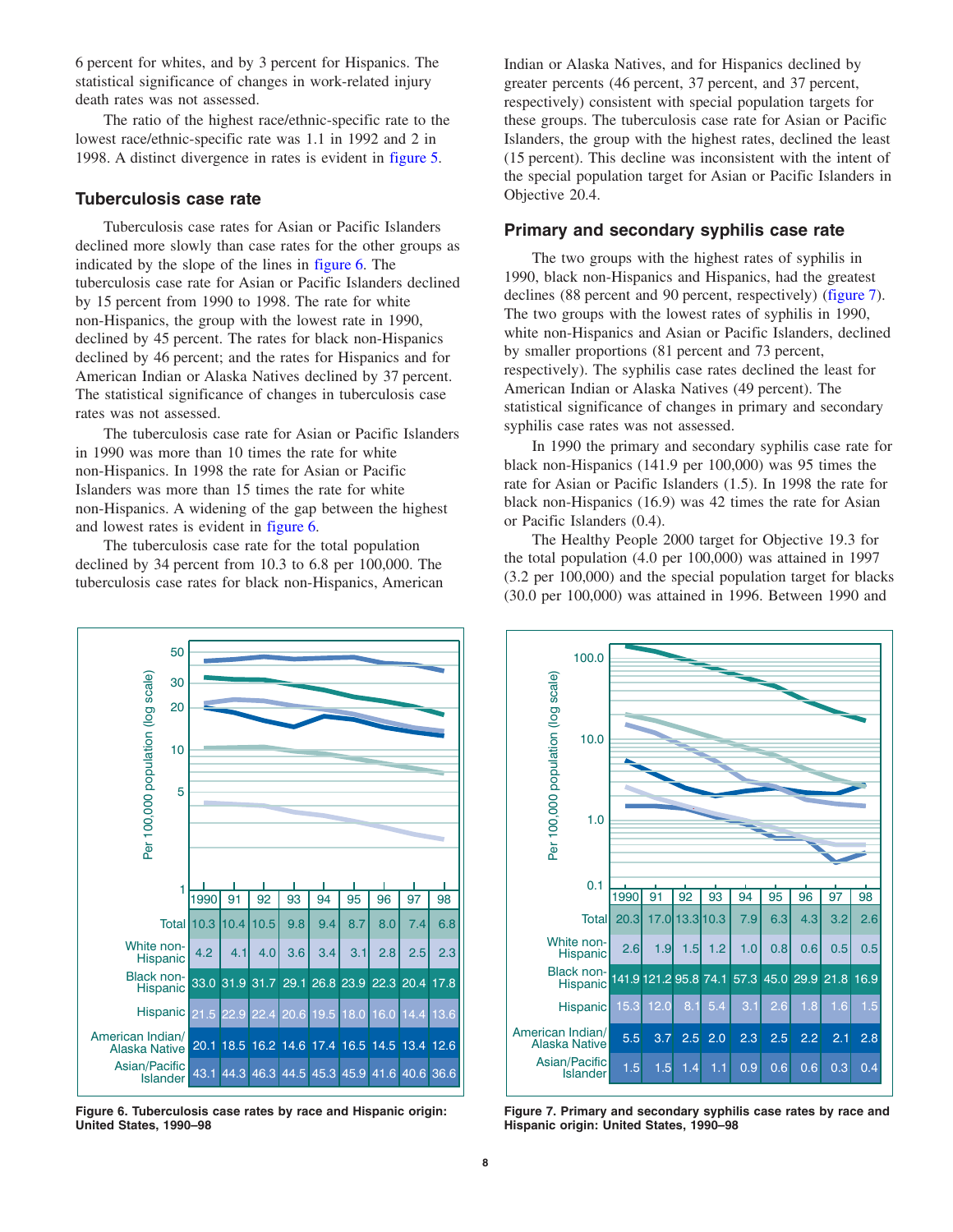6 percent for whites, and by 3 percent for Hispanics. The statistical significance of changes in work-related injury death rates was not assessed.

The ratio of the highest race/ethnic-specific rate to the lowest race/ethnic-specific rate was 1.1 in 1992 and 2 in 1998. A distinct divergence in rates is evident in figure 5.

## Tuberculosis case rate

Tuberculosis case rates for Asian or Pacific Islanders declined more slowly than case rates for the other groups as indicated by the slope of the lines in figure 6. The tuberculosis case rate for Asian or Pacific Islanders declined by 15 percent from 1990 to 1998. The rate for white non-Hispanics, the group with the lowest rate in 1990, declined by 45 percent. The rates for black non-Hispanics declined by 46 percent; and the rates for Hispanics and for American Indian or Alaska Natives declined by 37 percent. The statistical significance of changes in tuberculosis case rates was not assessed.

The tuberculosis case rate for Asian or Pacific Islanders in 1990 was more than 10 times the rate for white non-Hispanics. In 1998 the rate for Asian or Pacific Islanders was more than 15 times the rate for white non-Hispanics. A widening of the gap between the highest and lowest rates is evident in figure 6.

The tuberculosis case rate for the total population declined by 34 percent from 10.3 to 6.8 per 100,000. The tuberculosis case rates for black non-Hispanics, American Indian or Alaska Natives, and for Hispanics declined by greater percents (46 percent, 37 percent, and 37 percent, respectively) consistent with special population targets for these groups. The tuberculosis case rate for Asian or Pacific Islanders, the group with the highest rates, declined the least (15 percent). This decline was inconsistent with the intent of the special population target for Asian or Pacific Islanders in Objective 20.4.

## Primary and secondary syphilis case rate

The two groups with the highest rates of syphilis in 1990, black non-Hispanics and Hispanics, had the greatest declines (88 percent and 90 percent, respectively) (figure 7). The two groups with the lowest rates of syphilis in 1990, white non-Hispanics and Asian or Pacific Islanders, declined by smaller proportions (81 percent and 73 percent, respectively). The syphilis case rates declined the least for American Indian or Alaska Natives (49 percent). The statistical significance of changes in primary and secondary syphilis case rates was not assessed.

In 1990 the primary and secondary syphilis case rate for black non-Hispanics (141.9 per 100,000) was 95 times the rate for Asian or Pacific Islanders (1.5). In 1998 the rate for black non-Hispanics (16.9) was 42 times the rate for Asian or Pacific Islanders (0.4).

The Healthy People 2000 target for Objective 19.3 for the total population (4.0 per 100,000) was attained in 1997 (3.2 per 100,000) and the special population target for blacks (30.0 per 100,000) was attained in 1996. Between 1990 and

Per 100,000 population (log scale)

| | 1990 | 91 | 92 | 93 | 94 | 95 | 96 | 97 | 98 |
|---|---|---|---|---|---|---|---|---|---|
| Total | 10.3 | 10.4 | 10.5 | 9.8 | 9.4 | 8.7 | 8.0 | 7.4 | 6.8 |
| White non-Hispanic | 4.2 | 4.1 | 4.0 | 3.6 | 3.4 | 3.1 | 2.8 | 2.5 | 2.3 |
| Black non-Hispanic | 33.0 | 31.9 | 31.7 | 29.1 | 26.8 | 23.9 | 22.3 | 20.4 | 17.8 |
| Hispanic | 21.5 | 22.9 | 22.4 | 20.6 | 19.5 | 18.0 | 16.0 | 14.4 | 13.6 |
| American Indian/ Alaska Native | 20.1 | 18.5 | 16.2 | 14.6 | 17.4 | 16.5 | 14.5 | 13.4 | 12.6 |
| Asian/Pacific Islander | 43.1 | 44.3 | 46.3 | 44.5 | 45.3 | 45.9 | 41.6 | 40.6 | 36.6 |

**Figure 6. Tuberculosis case rates by race and Hispanic origin: United States, 1990–98**

Per 100,000 population (log scale)

| | 1990 | 91 | 92 | 93 | 94 | 95 | 96 | 97 | 98 |
|---|---|---|---|---|---|---|---|---|---|
| Total | 20.3 | 17.0 | 13.3 | 10.3 | 7.9 | 6.3 | 4.3 | 3.2 | 2.6 |
| White non-Hispanic | 2.6 | 1.9 | 1.5 | 1.2 | 1.0 | 0.8 | 0.6 | 0.5 | 0.5 |
| Black non-Hispanic | 141.9 | 121.2 | 95.8 | 74.1 | 57.3 | 45.0 | 29.9 | 21.8 | 16.9 |
| Hispanic | 15.3 | 12.0 | 8.1 | 5.4 | 3.1 | 2.6 | 1.8 | 1.6 | 1.5 |
| American Indian/ Alaska Native | 5.5 | 3.7 | 2.5 | 2.0 | 2.3 | 2.5 | 2.2 | 2.1 | 2.8 |
| Asian/Pacific Islander | 1.5 | 1.5 | 1.4 | 1.1 | 0.9 | 0.6 | 0.6 | 0.3 | 0.4 |

**Figure 7. Primary and secondary syphilis case rates by race and Hispanic origin: United States, 1990–98**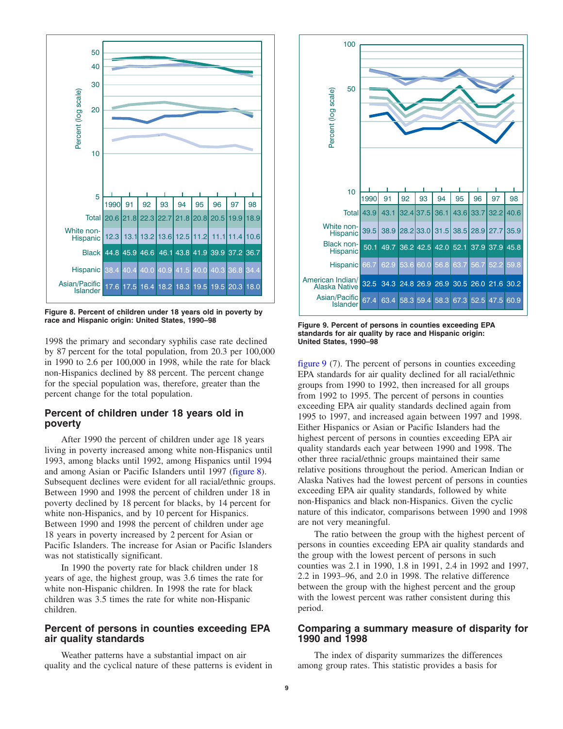| | 1990 | 91 | 92 | 93 | 94 | 95 | 96 | 97 | 98 |
|---|---|---|---|---|---|---|---|---|---|
| Total | 20.6 | 21.8 | 22.3 | 22.7 | 21.8 | 20.8 | 20.5 | 19.9 | 18.9 |
| White non-Hispanic | 12.3 | 13.1 | 13.2 | 13.6 | 12.5 | 11.2 | 11.1 | 11.4 | 10.6 |
| Black | 44.8 | 45.9 | 46.6 | 46.1 | 43.8 | 41.9 | 39.9 | 37.2 | 36.7 |
| Hispanic | 38.4 | 40.4 | 40.0 | 40.9 | 41.5 | 40.0 | 40.3 | 36.8 | 34.4 |
| Asian/Pacific Islander | 17.6 | 17.5 | 16.4 | 18.2 | 18.3 | 19.5 | 19.5 | 20.3 | 18.0 |

**Figure 8. Percent of children under 18 years old in poverty by race and Hispanic origin: United States, 1990–98**

1998 the primary and secondary syphilis case rate declined by 87 percent for the total population, from 20.3 per 100,000 in 1990 to 2.6 per 100,000 in 1998, while the rate for black non-Hispanics declined by 88 percent. The percent change for the special population was, therefore, greater than the percent change for the total population.

## Percent of children under 18 years old in poverty

After 1990 the percent of children under age 18 years living in poverty increased among white non-Hispanics until 1993, among blacks until 1992, among Hispanics until 1994 and among Asian or Pacific Islanders until 1997 (figure 8). Subsequent declines were evident for all racial/ethnic groups. Between 1990 and 1998 the percent of children under 18 in poverty declined by 18 percent for blacks, by 14 percent for white non-Hispanics, and by 10 percent for Hispanics. Between 1990 and 1998 the percent of children under age 18 years in poverty increased by 2 percent for Asian or Pacific Islanders. The increase for Asian or Pacific Islanders was not statistically significant.

In 1990 the poverty rate for black children under 18 years of age, the highest group, was 3.6 times the rate for white non-Hispanic children. In 1998 the rate for black children was 3.5 times the rate for white non-Hispanic children.

## Percent of persons in counties exceeding EPA air quality standards

Weather patterns have a substantial impact on air quality and the cyclical nature of these patterns is evident in

| | 1990 | 91 | 92 | 93 | 94 | 95 | 96 | 97 | 98 |
|---|---|---|---|---|---|---|---|---|---|
| Total | 43.9 | 43.1 | 32.4 | 37.5 | 36.1 | 43.6 | 33.7 | 32.2 | 40.6 |
| White non-Hispanic | 39.5 | 38.9 | 28.2 | 33.0 | 31.5 | 38.5 | 28.9 | 27.7 | 35.9 |
| Black non-Hispanic | 50.1 | 49.7 | 36.2 | 42.5 | 42.0 | 52.1 | 37.9 | 37.9 | 45.8 |
| Hispanic | 66.7 | 62.9 | 53.6 | 60.0 | 56.8 | 63.7 | 56.7 | 52.2 | 59.8 |
| American Indian/Alaska Native | 32.5 | 34.3 | 24.8 | 26.9 | 26.9 | 30.5 | 26.0 | 21.6 | 30.2 |
| Asian/Pacific Islander | 67.4 | 63.4 | 58.3 | 59.4 | 58.3 | 67.3 | 52.5 | 47.5 | 60.9 |

**Figure 9. Percent of persons in counties exceeding EPA standards for air quality by race and Hispanic origin: United States, 1990–98**

figure 9 (7). The percent of persons in counties exceeding EPA standards for air quality declined for all racial/ethnic groups from 1990 to 1992, then increased for all groups from 1992 to 1995. The percent of persons in counties exceeding EPA air quality standards declined again from 1995 to 1997, and increased again between 1997 and 1998. Either Hispanics or Asian or Pacific Islanders had the highest percent of persons in counties exceeding EPA air quality standards each year between 1990 and 1998. The other three racial/ethnic groups maintained their same relative positions throughout the period. American Indian or Alaska Natives had the lowest percent of persons in counties exceeding EPA air quality standards, followed by white non-Hispanics and black non-Hispanics. Given the cyclic nature of this indicator, comparisons between 1990 and 1998 are not very meaningful.

The ratio between the group with the highest percent of persons in counties exceeding EPA air quality standards and the group with the lowest percent of persons in such counties was 2.1 in 1990, 1.8 in 1991, 2.4 in 1992 and 1997, 2.2 in 1993–96, and 2.0 in 1998. The relative difference between the group with the highest percent and the group with the lowest percent was rather consistent during this period.

## Comparing a summary measure of disparity for 1990 and 1998

The index of disparity summarizes the differences among group rates. This statistic provides a basis for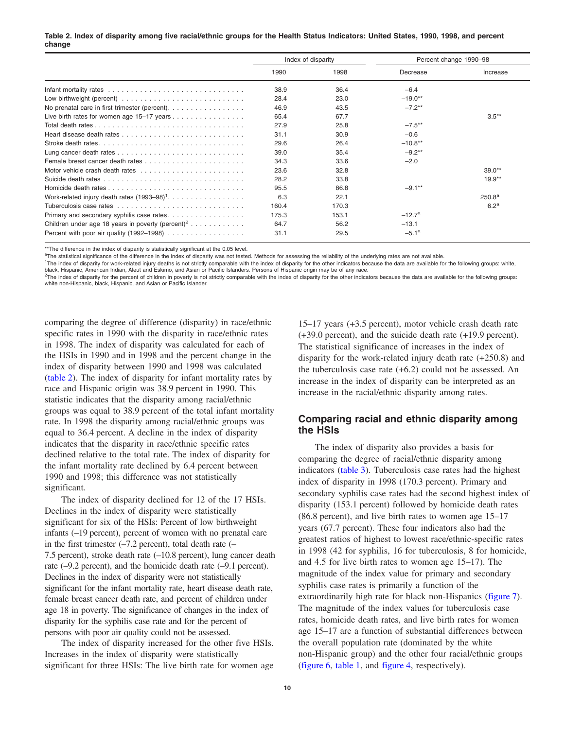**Table 2. Index of disparity among five racial/ethnic groups for the Health Status Indicators: United States, 1990, 1998, and percent change**

| | Index of disparity | | Percent change 1990–98 | |
|---|---|---|---|---|
| | 1990 | 1998 | Decrease | Increase |
| Infant mortality rates | 38.9 | 36.4 | –6.4 | |
| Low birthweight (percent) | 28.4 | 23.0 | –19.0** | |
| No prenatal care in first trimester (percent) | 46.9 | 43.5 | –7.2** | |
| Live birth rates for women age 15–17 years | 65.4 | 67.7 | | 3.5** |
| Total death rates | 27.9 | 25.8 | –7.5** | |
| Heart disease death rates | 31.1 | 30.9 | –0.6 | |
| Stroke death rates | 29.6 | 26.4 | –10.8** | |
| Lung cancer death rates | 39.0 | 35.4 | –9.2** | |
| Female breast cancer death rates | 34.3 | 33.6 | –2.0 | |
| Motor vehicle crash death rates | 23.6 | 32.8 | | 39.0** |
| Suicide death rates | 28.2 | 33.8 | | 19.9** |
| Homicide death rates | 95.5 | 86.8 | –9.1** | |
| Work-related injury death rates (1993–98)[1] | 6.3 | 22.1 | | 250.8[a] |
| Tuberculosis case rates | 160.4 | 170.3 | | 6.2[a] |
| Primary and secondary syphilis case rates | 175.3 | 153.1 | –12.7[a] | |
| Children under age 18 years in poverty (percent)[2] | 64.7 | 56.2 | –13.1 | |
| Percent with poor air quality (1992–1998) | 31.1 | 29.5 | –5.1[a] | |

**The difference in the index of disparity is statistically significant at the 0.05 level.

[a]The statistical significance of the difference in the index of disparity was not tested. Methods for assessing the reliability of the underlying rates are not available.

[1]The index of disparity for work-related injury deaths is not strictly comparable with the index of disparity for the other indicators because the data are available for the following groups: white, black, Hispanic, American Indian, Aleut and Eskimo, and Asian or Pacific Islanders. Persons of Hispanic origin may be of any race.

[2]The index of disparity for the percent of children in poverty is not strictly comparable with the index of disparity for the other indicators because the data are available for the following groups: white non-Hispanic, black, Hispanic, and Asian or Pacific Islander.

comparing the degree of difference (disparity) in race/ethnic specific rates in 1990 with the disparity in race/ethnic rates in 1998. The index of disparity was calculated for each of the HSIs in 1990 and in 1998 and the percent change in the index of disparity between 1990 and 1998 was calculated (table 2). The index of disparity for infant mortality rates by race and Hispanic origin was 38.9 percent in 1990. This statistic indicates that the disparity among racial/ethnic groups was equal to 38.9 percent of the total infant mortality rate. In 1998 the disparity among racial/ethnic groups was equal to 36.4 percent. A decline in the index of disparity indicates that the disparity in race/ethnic specific rates declined relative to the total rate. The index of disparity for the infant mortality rate declined by 6.4 percent between 1990 and 1998; this difference was not statistically significant.

The index of disparity declined for 12 of the 17 HSIs. Declines in the index of disparity were statistically significant for six of the HSIs: Percent of low birthweight infants (–19 percent), percent of women with no prenatal care in the first trimester (–7.2 percent), total death rate (–7.5 percent), stroke death rate (–10.8 percent), lung cancer death rate (–9.2 percent), and the homicide death rate (–9.1 percent). Declines in the index of disparity were not statistically significant for the infant mortality rate, heart disease death rate, female breast cancer death rate, and percent of children under age 18 in poverty. The significance of changes in the index of disparity for the syphilis case rate and for the percent of persons with poor air quality could not be assessed.

The index of disparity increased for the other five HSIs. Increases in the index of disparity were statistically significant for three HSIs: The live birth rate for women age 15–17 years (+3.5 percent), motor vehicle crash death rate (+39.0 percent), and the suicide death rate (+19.9 percent). The statistical significance of increases in the index of disparity for the work-related injury death rate (+250.8) and the tuberculosis case rate (+6.2) could not be assessed. An increase in the index of disparity can be interpreted as an increase in the racial/ethnic disparity among rates.

## Comparing racial and ethnic disparity among the HSIs

The index of disparity also provides a basis for comparing the degree of racial/ethnic disparity among indicators (table 3). Tuberculosis case rates had the highest index of disparity in 1998 (170.3 percent). Primary and secondary syphilis case rates had the second highest index of disparity (153.1 percent) followed by homicide death rates (86.8 percent), and live birth rates to women age 15–17 years (67.7 percent). These four indicators also had the greatest ratios of highest to lowest race/ethnic-specific rates in 1998 (42 for syphilis, 16 for tuberculosis, 8 for homicide, and 4.5 for live birth rates to women age 15–17). The magnitude of the index value for primary and secondary syphilis case rates is primarily a function of the extraordinarily high rate for black non-Hispanics (figure 7). The magnitude of the index values for tuberculosis case rates, homicide death rates, and live birth rates for women age 15–17 are a function of substantial differences between the overall population rate (dominated by the white non-Hispanic group) and the other four racial/ethnic groups (figure 6, table 1, and figure 4, respectively).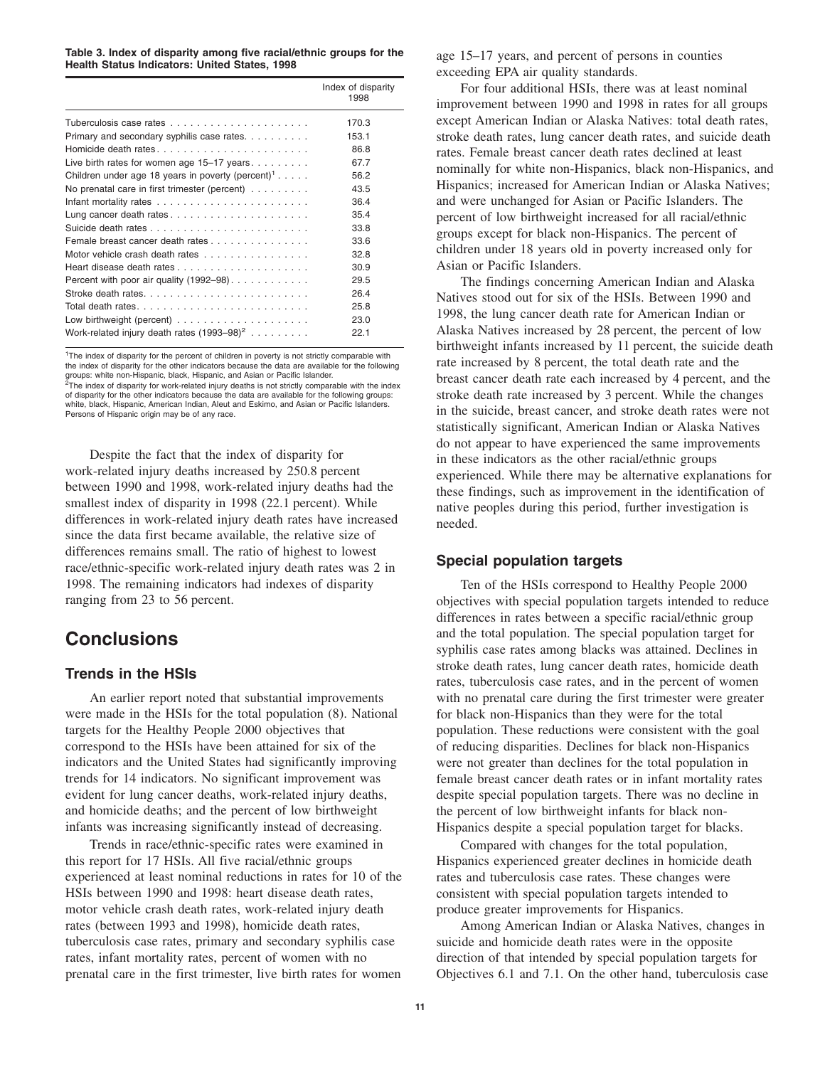**Table 3. Index of disparity among five racial/ethnic groups for the Health Status Indicators: United States, 1998**

| | Index of disparity 1998 |
|---|---|
| Tuberculosis case rates | 170.3 |
| Primary and secondary syphilis case rates | 153.1 |
| Homicide death rates | 86.8 |
| Live birth rates for women age 15–17 years | 67.7 |
| Children under age 18 years in poverty (percent)[1] | 56.2 |
| No prenatal care in first trimester (percent) | 43.5 |
| Infant mortality rates | 36.4 |
| Lung cancer death rates | 35.4 |
| Suicide death rates | 33.8 |
| Female breast cancer death rates | 33.6 |
| Motor vehicle crash death rates | 32.8 |
| Heart disease death rates | 30.9 |
| Percent with poor air quality (1992–98) | 29.5 |
| Stroke death rates | 26.4 |
| Total death rates | 25.8 |
| Low birthweight (percent) | 23.0 |
| Work-related injury death rates (1993–98)[2] | 22.1 |

[1]The index of disparity for the percent of children in poverty is not strictly comparable with the index of disparity for the other indicators because the data are available for the following groups: white non-Hispanic, black, Hispanic, and Asian or Pacific Islander.
[2]The index of disparity for work-related injury deaths is not strictly comparable with the index of disparity for the other indicators because the data are available for the following groups: white, black, Hispanic, American Indian, Aleut and Eskimo, and Asian or Pacific Islanders. Persons of Hispanic origin may be of any race.

Despite the fact that the index of disparity for work-related injury deaths increased by 250.8 percent between 1990 and 1998, work-related injury deaths had the smallest index of disparity in 1998 (22.1 percent). While differences in work-related injury death rates have increased since the data first became available, the relative size of differences remains small. The ratio of highest to lowest race/ethnic-specific work-related injury death rates was 2 in 1998. The remaining indicators had indexes of disparity ranging from 23 to 56 percent.

# Conclusions

## Trends in the HSIs

An earlier report noted that substantial improvements were made in the HSIs for the total population (8). National targets for the Healthy People 2000 objectives that correspond to the HSIs have been attained for six of the indicators and the United States had significantly improving trends for 14 indicators. No significant improvement was evident for lung cancer deaths, work-related injury deaths, and homicide deaths; and the percent of low birthweight infants was increasing significantly instead of decreasing.

Trends in race/ethnic-specific rates were examined in this report for 17 HSIs. All five racial/ethnic groups experienced at least nominal reductions in rates for 10 of the HSIs between 1990 and 1998: heart disease death rates, motor vehicle crash death rates, work-related injury death rates (between 1993 and 1998), homicide death rates, tuberculosis case rates, primary and secondary syphilis case rates, infant mortality rates, percent of women with no prenatal care in the first trimester, live birth rates for women age 15–17 years, and percent of persons in counties exceeding EPA air quality standards.

For four additional HSIs, there was at least nominal improvement between 1990 and 1998 in rates for all groups except American Indian or Alaska Natives: total death rates, stroke death rates, lung cancer death rates, and suicide death rates. Female breast cancer death rates declined at least nominally for white non-Hispanics, black non-Hispanics, and Hispanics; increased for American Indian or Alaska Natives; and were unchanged for Asian or Pacific Islanders. The percent of low birthweight increased for all racial/ethnic groups except for black non-Hispanics. The percent of children under 18 years old in poverty increased only for Asian or Pacific Islanders.

The findings concerning American Indian and Alaska Natives stood out for six of the HSIs. Between 1990 and 1998, the lung cancer death rate for American Indian or Alaska Natives increased by 28 percent, the percent of low birthweight infants increased by 11 percent, the suicide death rate increased by 8 percent, the total death rate and the breast cancer death rate each increased by 4 percent, and the stroke death rate increased by 3 percent. While the changes in the suicide, breast cancer, and stroke death rates were not statistically significant, American Indian or Alaska Natives do not appear to have experienced the same improvements in these indicators as the other racial/ethnic groups experienced. While there may be alternative explanations for these findings, such as improvement in the identification of native peoples during this period, further investigation is needed.

## Special population targets

Ten of the HSIs correspond to Healthy People 2000 objectives with special population targets intended to reduce differences in rates between a specific racial/ethnic group and the total population. The special population target for syphilis case rates among blacks was attained. Declines in stroke death rates, lung cancer death rates, homicide death rates, tuberculosis case rates, and in the percent of women with no prenatal care during the first trimester were greater for black non-Hispanics than they were for the total population. These reductions were consistent with the goal of reducing disparities. Declines for black non-Hispanics were not greater than declines for the total population in female breast cancer death rates or in infant mortality rates despite special population targets. There was no decline in the percent of low birthweight infants for black non-Hispanics despite a special population target for blacks.

Compared with changes for the total population, Hispanics experienced greater declines in homicide death rates and tuberculosis case rates. These changes were consistent with special population targets intended to produce greater improvements for Hispanics.

Among American Indian or Alaska Natives, changes in suicide and homicide death rates were in the opposite direction of that intended by special population targets for Objectives 6.1 and 7.1. On the other hand, tuberculosis case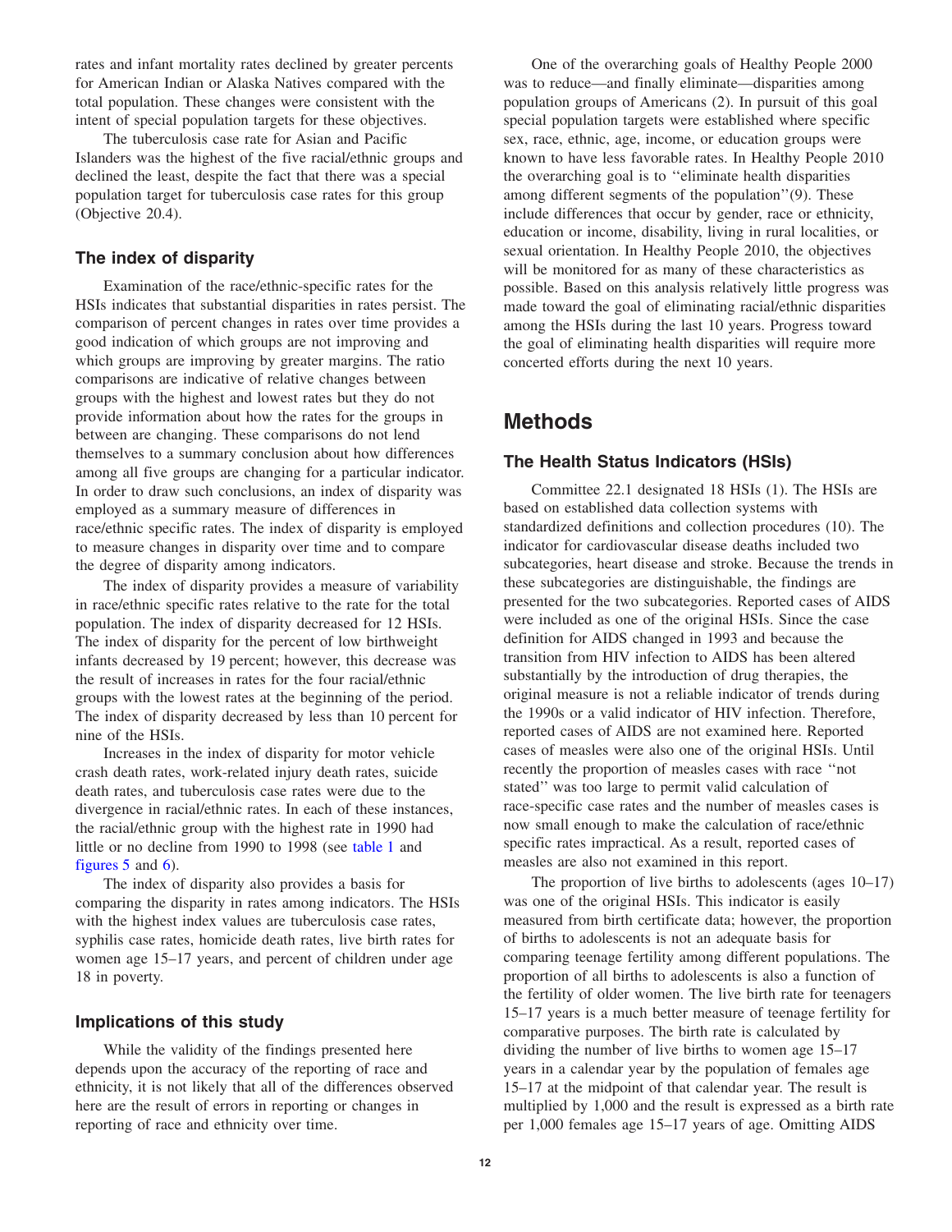rates and infant mortality rates declined by greater percents for American Indian or Alaska Natives compared with the total population. These changes were consistent with the intent of special population targets for these objectives.

The tuberculosis case rate for Asian and Pacific Islanders was the highest of the five racial/ethnic groups and declined the least, despite the fact that there was a special population target for tuberculosis case rates for this group (Objective 20.4).

### The index of disparity

Examination of the race/ethnic-specific rates for the HSIs indicates that substantial disparities in rates persist. The comparison of percent changes in rates over time provides a good indication of which groups are not improving and which groups are improving by greater margins. The ratio comparisons are indicative of relative changes between groups with the highest and lowest rates but they do not provide information about how the rates for the groups in between are changing. These comparisons do not lend themselves to a summary conclusion about how differences among all five groups are changing for a particular indicator. In order to draw such conclusions, an index of disparity was employed as a summary measure of differences in race/ethnic specific rates. The index of disparity is employed to measure changes in disparity over time and to compare the degree of disparity among indicators.

The index of disparity provides a measure of variability in race/ethnic specific rates relative to the rate for the total population. The index of disparity decreased for 12 HSIs. The index of disparity for the percent of low birthweight infants decreased by 19 percent; however, this decrease was the result of increases in rates for the four racial/ethnic groups with the lowest rates at the beginning of the period. The index of disparity decreased by less than 10 percent for nine of the HSIs.

Increases in the index of disparity for motor vehicle crash death rates, work-related injury death rates, suicide death rates, and tuberculosis case rates were due to the divergence in racial/ethnic rates. In each of these instances, the racial/ethnic group with the highest rate in 1990 had little or no decline from 1990 to 1998 (see table 1 and figures 5 and 6).

The index of disparity also provides a basis for comparing the disparity in rates among indicators. The HSIs with the highest index values are tuberculosis case rates, syphilis case rates, homicide death rates, live birth rates for women age 15–17 years, and percent of children under age 18 in poverty.

### Implications of this study

While the validity of the findings presented here depends upon the accuracy of the reporting of race and ethnicity, it is not likely that all of the differences observed here are the result of errors in reporting or changes in reporting of race and ethnicity over time.

One of the overarching goals of Healthy People 2000 was to reduce—and finally eliminate—disparities among population groups of Americans (2). In pursuit of this goal special population targets were established where specific sex, race, ethnic, age, income, or education groups were known to have less favorable rates. In Healthy People 2010 the overarching goal is to ''eliminate health disparities among different segments of the population''(9). These include differences that occur by gender, race or ethnicity, education or income, disability, living in rural localities, or sexual orientation. In Healthy People 2010, the objectives will be monitored for as many of these characteristics as possible. Based on this analysis relatively little progress was made toward the goal of eliminating racial/ethnic disparities among the HSIs during the last 10 years. Progress toward the goal of eliminating health disparities will require more concerted efforts during the next 10 years.

## Methods

### The Health Status Indicators (HSIs)

Committee 22.1 designated 18 HSIs (1). The HSIs are based on established data collection systems with standardized definitions and collection procedures (10). The indicator for cardiovascular disease deaths included two subcategories, heart disease and stroke. Because the trends in these subcategories are distinguishable, the findings are presented for the two subcategories. Reported cases of AIDS were included as one of the original HSIs. Since the case definition for AIDS changed in 1993 and because the transition from HIV infection to AIDS has been altered substantially by the introduction of drug therapies, the original measure is not a reliable indicator of trends during the 1990s or a valid indicator of HIV infection. Therefore, reported cases of AIDS are not examined here. Reported cases of measles were also one of the original HSIs. Until recently the proportion of measles cases with race ''not stated'' was too large to permit valid calculation of race-specific case rates and the number of measles cases is now small enough to make the calculation of race/ethnic specific rates impractical. As a result, reported cases of measles are also not examined in this report.

The proportion of live births to adolescents (ages 10–17) was one of the original HSIs. This indicator is easily measured from birth certificate data; however, the proportion of births to adolescents is not an adequate basis for comparing teenage fertility among different populations. The proportion of all births to adolescents is also a function of the fertility of older women. The live birth rate for teenagers 15–17 years is a much better measure of teenage fertility for comparative purposes. The birth rate is calculated by dividing the number of live births to women age 15–17 years in a calendar year by the population of females age 15–17 at the midpoint of that calendar year. The result is multiplied by 1,000 and the result is expressed as a birth rate per 1,000 females age 15–17 years of age. Omitting AIDS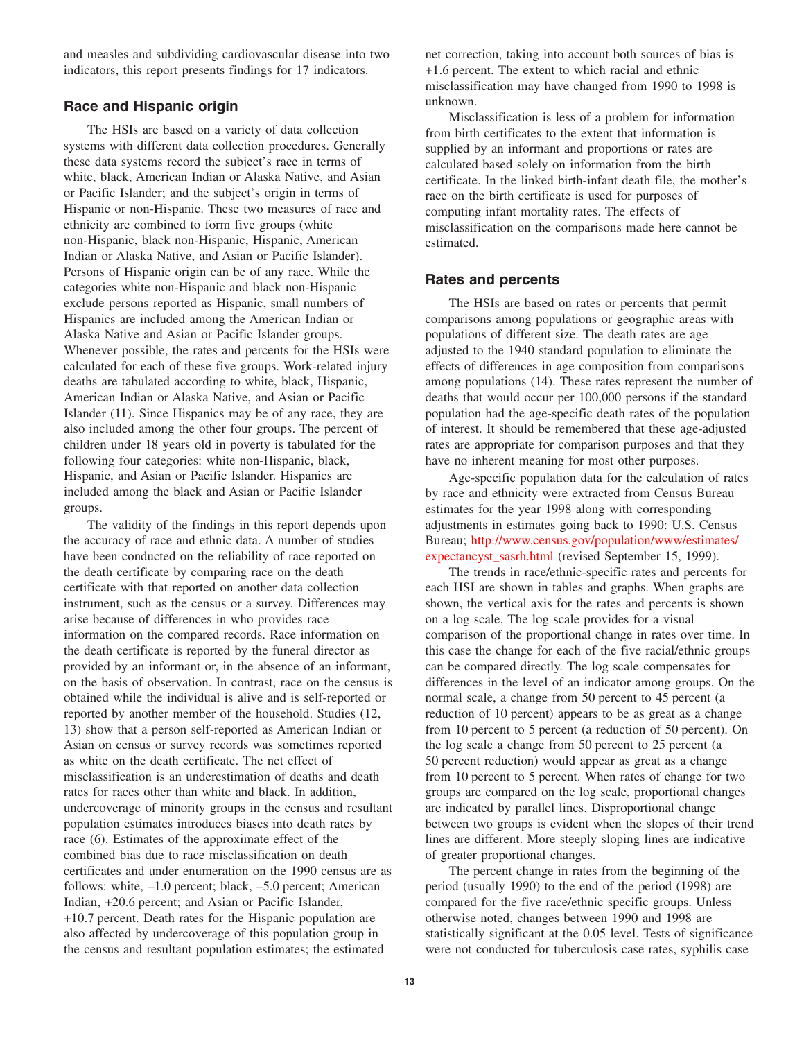and measles and subdividing cardiovascular disease into two indicators, this report presents findings for 17 indicators.

## Race and Hispanic origin

The HSIs are based on a variety of data collection systems with different data collection procedures. Generally these data systems record the subject's race in terms of white, black, American Indian or Alaska Native, and Asian or Pacific Islander; and the subject's origin in terms of Hispanic or non-Hispanic. These two measures of race and ethnicity are combined to form five groups (white non-Hispanic, black non-Hispanic, Hispanic, American Indian or Alaska Native, and Asian or Pacific Islander). Persons of Hispanic origin can be of any race. While the categories white non-Hispanic and black non-Hispanic exclude persons reported as Hispanic, small numbers of Hispanics are included among the American Indian or Alaska Native and Asian or Pacific Islander groups. Whenever possible, the rates and percents for the HSIs were calculated for each of these five groups. Work-related injury deaths are tabulated according to white, black, Hispanic, American Indian or Alaska Native, and Asian or Pacific Islander (11). Since Hispanics may be of any race, they are also included among the other four groups. The percent of children under 18 years old in poverty is tabulated for the following four categories: white non-Hispanic, black, Hispanic, and Asian or Pacific Islander. Hispanics are included among the black and Asian or Pacific Islander groups.

The validity of the findings in this report depends upon the accuracy of race and ethnic data. A number of studies have been conducted on the reliability of race reported on the death certificate by comparing race on the death certificate with that reported on another data collection instrument, such as the census or a survey. Differences may arise because of differences in who provides race information on the compared records. Race information on the death certificate is reported by the funeral director as provided by an informant or, in the absence of an informant, on the basis of observation. In contrast, race on the census is obtained while the individual is alive and is self-reported or reported by another member of the household. Studies (12, 13) show that a person self-reported as American Indian or Asian on census or survey records was sometimes reported as white on the death certificate. The net effect of misclassification is an underestimation of deaths and death rates for races other than white and black. In addition, undercoverage of minority groups in the census and resultant population estimates introduces biases into death rates by race (6). Estimates of the approximate effect of the combined bias due to race misclassification on death certificates and under enumeration on the 1990 census are as follows: white, –1.0 percent; black, –5.0 percent; American Indian, +20.6 percent; and Asian or Pacific Islander, +10.7 percent. Death rates for the Hispanic population are also affected by undercoverage of this population group in the census and resultant population estimates; the estimated net correction, taking into account both sources of bias is +1.6 percent. The extent to which racial and ethnic misclassification may have changed from 1990 to 1998 is unknown.

Misclassification is less of a problem for information from birth certificates to the extent that information is supplied by an informant and proportions or rates are calculated based solely on information from the birth certificate. In the linked birth-infant death file, the mother's race on the birth certificate is used for purposes of computing infant mortality rates. The effects of misclassification on the comparisons made here cannot be estimated.

## Rates and percents

The HSIs are based on rates or percents that permit comparisons among populations or geographic areas with populations of different size. The death rates are age adjusted to the 1940 standard population to eliminate the effects of differences in age composition from comparisons among populations (14). These rates represent the number of deaths that would occur per 100,000 persons if the standard population had the age-specific death rates of the population of interest. It should be remembered that these age-adjusted rates are appropriate for comparison purposes and that they have no inherent meaning for most other purposes.

Age-specific population data for the calculation of rates by race and ethnicity were extracted from Census Bureau estimates for the year 1998 along with corresponding adjustments in estimates going back to 1990: U.S. Census Bureau; http://www.census.gov/population/www/estimates/expectancyst_sasrh.html (revised September 15, 1999).

The trends in race/ethnic-specific rates and percents for each HSI are shown in tables and graphs. When graphs are shown, the vertical axis for the rates and percents is shown on a log scale. The log scale provides for a visual comparison of the proportional change in rates over time. In this case the change for each of the five racial/ethnic groups can be compared directly. The log scale compensates for differences in the level of an indicator among groups. On the normal scale, a change from 50 percent to 45 percent (a reduction of 10 percent) appears to be as great as a change from 10 percent to 5 percent (a reduction of 50 percent). On the log scale a change from 50 percent to 25 percent (a 50 percent reduction) would appear as great as a change from 10 percent to 5 percent. When rates of change for two groups are compared on the log scale, proportional changes are indicated by parallel lines. Disproportional change between two groups is evident when the slopes of their trend lines are different. More steeply sloping lines are indicative of greater proportional changes.

The percent change in rates from the beginning of the period (usually 1990) to the end of the period (1998) are compared for the five race/ethnic specific groups. Unless otherwise noted, changes between 1990 and 1998 are statistically significant at the 0.05 level. Tests of significance were not conducted for tuberculosis case rates, syphilis case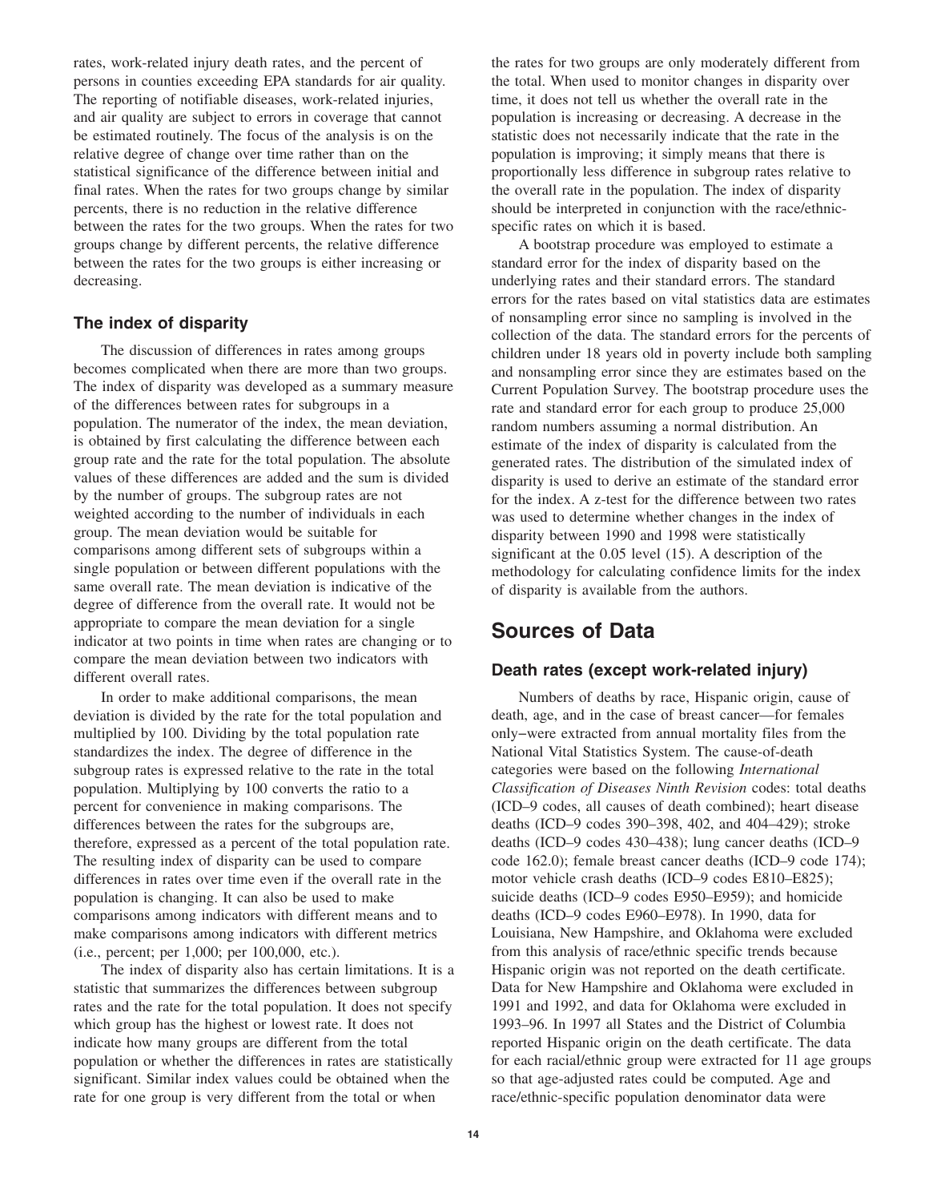rates, work-related injury death rates, and the percent of persons in counties exceeding EPA standards for air quality. The reporting of notifiable diseases, work-related injuries, and air quality are subject to errors in coverage that cannot be estimated routinely. The focus of the analysis is on the relative degree of change over time rather than on the statistical significance of the difference between initial and final rates. When the rates for two groups change by similar percents, there is no reduction in the relative difference between the rates for the two groups. When the rates for two groups change by different percents, the relative difference between the rates for the two groups is either increasing or decreasing.

### The index of disparity

The discussion of differences in rates among groups becomes complicated when there are more than two groups. The index of disparity was developed as a summary measure of the differences between rates for subgroups in a population. The numerator of the index, the mean deviation, is obtained by first calculating the difference between each group rate and the rate for the total population. The absolute values of these differences are added and the sum is divided by the number of groups. The subgroup rates are not weighted according to the number of individuals in each group. The mean deviation would be suitable for comparisons among different sets of subgroups within a single population or between different populations with the same overall rate. The mean deviation is indicative of the degree of difference from the overall rate. It would not be appropriate to compare the mean deviation for a single indicator at two points in time when rates are changing or to compare the mean deviation between two indicators with different overall rates.

In order to make additional comparisons, the mean deviation is divided by the rate for the total population and multiplied by 100. Dividing by the total population rate standardizes the index. The degree of difference in the subgroup rates is expressed relative to the rate in the total population. Multiplying by 100 converts the ratio to a percent for convenience in making comparisons. The differences between the rates for the subgroups are, therefore, expressed as a percent of the total population rate. The resulting index of disparity can be used to compare differences in rates over time even if the overall rate in the population is changing. It can also be used to make comparisons among indicators with different means and to make comparisons among indicators with different metrics (i.e., percent; per 1,000; per 100,000, etc.).

The index of disparity also has certain limitations. It is a statistic that summarizes the differences between subgroup rates and the rate for the total population. It does not specify which group has the highest or lowest rate. It does not indicate how many groups are different from the total population or whether the differences in rates are statistically significant. Similar index values could be obtained when the rate for one group is very different from the total or when the rates for two groups are only moderately different from the total. When used to monitor changes in disparity over time, it does not tell us whether the overall rate in the population is increasing or decreasing. A decrease in the statistic does not necessarily indicate that the rate in the population is improving; it simply means that there is proportionally less difference in subgroup rates relative to the overall rate in the population. The index of disparity should be interpreted in conjunction with the race/ethnic-specific rates on which it is based.

A bootstrap procedure was employed to estimate a standard error for the index of disparity based on the underlying rates and their standard errors. The standard errors for the rates based on vital statistics data are estimates of nonsampling error since no sampling is involved in the collection of the data. The standard errors for the percents of children under 18 years old in poverty include both sampling and nonsampling error since they are estimates based on the Current Population Survey. The bootstrap procedure uses the rate and standard error for each group to produce 25,000 random numbers assuming a normal distribution. An estimate of the index of disparity is calculated from the generated rates. The distribution of the simulated index of disparity is used to derive an estimate of the standard error for the index. A z-test for the difference between two rates was used to determine whether changes in the index of disparity between 1990 and 1998 were statistically significant at the 0.05 level (15). A description of the methodology for calculating confidence limits for the index of disparity is available from the authors.

## Sources of Data

### Death rates (except work-related injury)

Numbers of deaths by race, Hispanic origin, cause of death, age, and in the case of breast cancer—for females only–were extracted from annual mortality files from the National Vital Statistics System. The cause-of-death categories were based on the following *International Classification of Diseases Ninth Revision* codes: total deaths (ICD–9 codes, all causes of death combined); heart disease deaths (ICD–9 codes 390–398, 402, and 404–429); stroke deaths (ICD–9 codes 430–438); lung cancer deaths (ICD–9 code 162.0); female breast cancer deaths (ICD–9 code 174); motor vehicle crash deaths (ICD–9 codes E810–E825); suicide deaths (ICD–9 codes E950–E959); and homicide deaths (ICD–9 codes E960–E978). In 1990, data for Louisiana, New Hampshire, and Oklahoma were excluded from this analysis of race/ethnic specific trends because Hispanic origin was not reported on the death certificate. Data for New Hampshire and Oklahoma were excluded in 1991 and 1992, and data for Oklahoma were excluded in 1993–96. In 1997 all States and the District of Columbia reported Hispanic origin on the death certificate. The data for each racial/ethnic group were extracted for 11 age groups so that age-adjusted rates could be computed. Age and race/ethnic-specific population denominator data were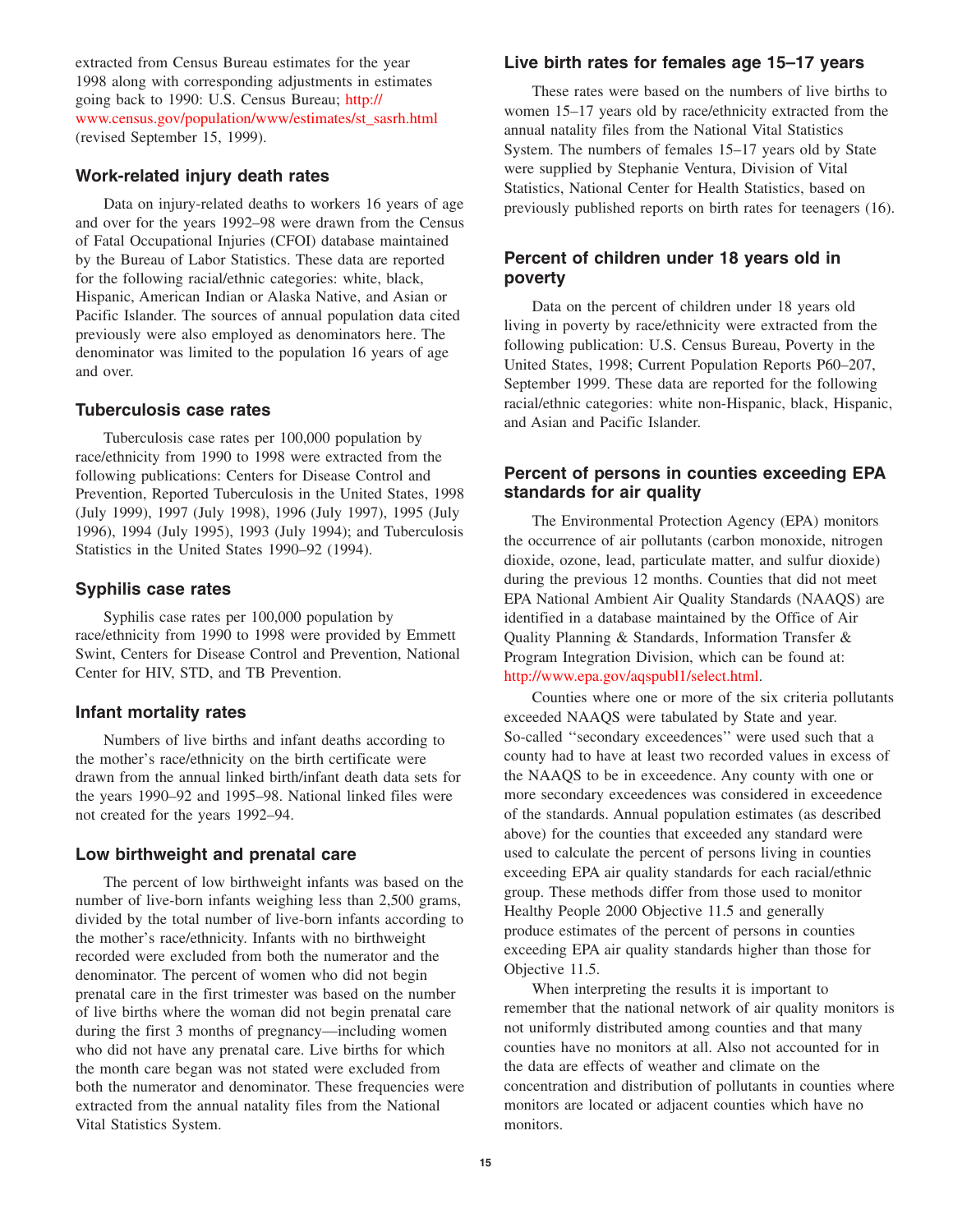extracted from Census Bureau estimates for the year 1998 along with corresponding adjustments in estimates going back to 1990: U.S. Census Bureau; http://www.census.gov/population/www/estimates/st_sasrh.html (revised September 15, 1999).

### Work-related injury death rates

Data on injury-related deaths to workers 16 years of age and over for the years 1992–98 were drawn from the Census of Fatal Occupational Injuries (CFOI) database maintained by the Bureau of Labor Statistics. These data are reported for the following racial/ethnic categories: white, black, Hispanic, American Indian or Alaska Native, and Asian or Pacific Islander. The sources of annual population data cited previously were also employed as denominators here. The denominator was limited to the population 16 years of age and over.

### Tuberculosis case rates

Tuberculosis case rates per 100,000 population by race/ethnicity from 1990 to 1998 were extracted from the following publications: Centers for Disease Control and Prevention, Reported Tuberculosis in the United States, 1998 (July 1999), 1997 (July 1998), 1996 (July 1997), 1995 (July 1996), 1994 (July 1995), 1993 (July 1994); and Tuberculosis Statistics in the United States 1990–92 (1994).

### Syphilis case rates

Syphilis case rates per 100,000 population by race/ethnicity from 1990 to 1998 were provided by Emmett Swint, Centers for Disease Control and Prevention, National Center for HIV, STD, and TB Prevention.

### Infant mortality rates

Numbers of live births and infant deaths according to the mother's race/ethnicity on the birth certificate were drawn from the annual linked birth/infant death data sets for the years 1990–92 and 1995–98. National linked files were not created for the years 1992–94.

### Low birthweight and prenatal care

The percent of low birthweight infants was based on the number of live-born infants weighing less than 2,500 grams, divided by the total number of live-born infants according to the mother's race/ethnicity. Infants with no birthweight recorded were excluded from both the numerator and the denominator. The percent of women who did not begin prenatal care in the first trimester was based on the number of live births where the woman did not begin prenatal care during the first 3 months of pregnancy—including women who did not have any prenatal care. Live births for which the month care began was not stated were excluded from both the numerator and denominator. These frequencies were extracted from the annual natality files from the National Vital Statistics System.

### Live birth rates for females age 15–17 years

These rates were based on the numbers of live births to women 15–17 years old by race/ethnicity extracted from the annual natality files from the National Vital Statistics System. The numbers of females 15–17 years old by State were supplied by Stephanie Ventura, Division of Vital Statistics, National Center for Health Statistics, based on previously published reports on birth rates for teenagers (16).

### Percent of children under 18 years old in poverty

Data on the percent of children under 18 years old living in poverty by race/ethnicity were extracted from the following publication: U.S. Census Bureau, Poverty in the United States, 1998; Current Population Reports P60–207, September 1999. These data are reported for the following racial/ethnic categories: white non-Hispanic, black, Hispanic, and Asian and Pacific Islander.

### Percent of persons in counties exceeding EPA standards for air quality

The Environmental Protection Agency (EPA) monitors the occurrence of air pollutants (carbon monoxide, nitrogen dioxide, ozone, lead, particulate matter, and sulfur dioxide) during the previous 12 months. Counties that did not meet EPA National Ambient Air Quality Standards (NAAQS) are identified in a database maintained by the Office of Air Quality Planning & Standards, Information Transfer & Program Integration Division, which can be found at: http://www.epa.gov/aqspubl1/select.html.

Counties where one or more of the six criteria pollutants exceeded NAAQS were tabulated by State and year. So-called ''secondary exceedences'' were used such that a county had to have at least two recorded values in excess of the NAAQS to be in exceedence. Any county with one or more secondary exceedences was considered in exceedence of the standards. Annual population estimates (as described above) for the counties that exceeded any standard were used to calculate the percent of persons living in counties exceeding EPA air quality standards for each racial/ethnic group. These methods differ from those used to monitor Healthy People 2000 Objective 11.5 and generally produce estimates of the percent of persons in counties exceeding EPA air quality standards higher than those for Objective 11.5.

When interpreting the results it is important to remember that the national network of air quality monitors is not uniformly distributed among counties and that many counties have no monitors at all. Also not accounted for in the data are effects of weather and climate on the concentration and distribution of pollutants in counties where monitors are located or adjacent counties which have no monitors.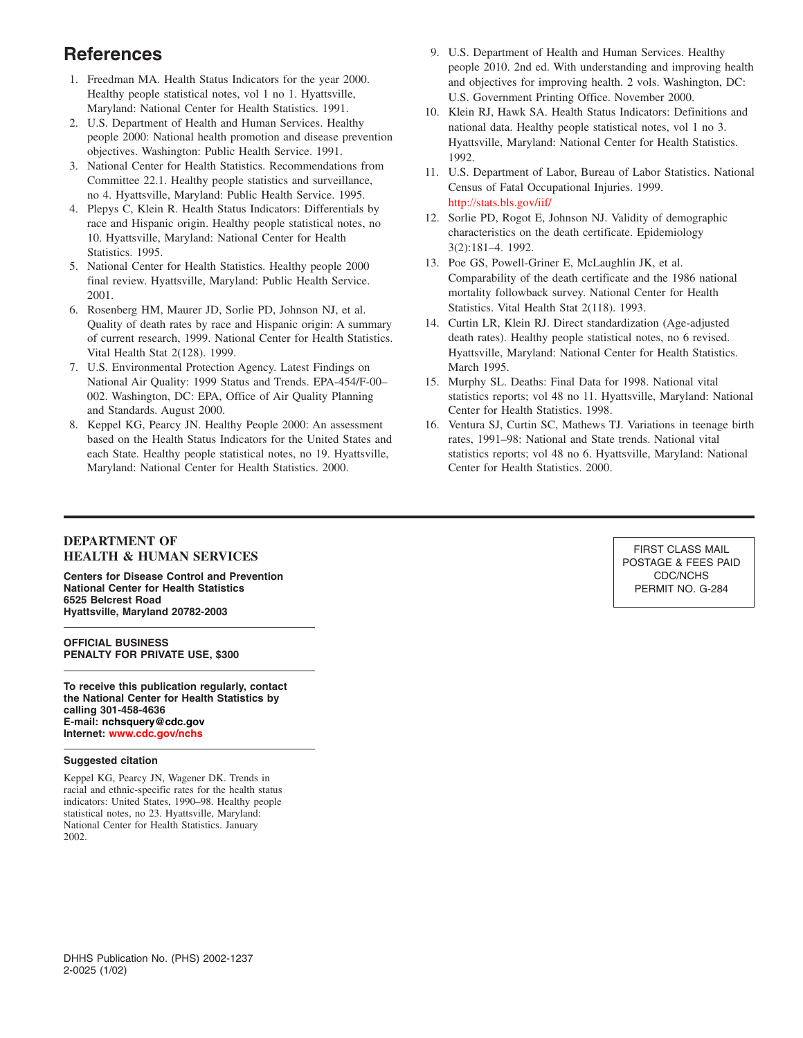## References

1. Freedman MA. Health Status Indicators for the year 2000. Healthy people statistical notes, vol 1 no 1. Hyattsville, Maryland: National Center for Health Statistics. 1991.
2. U.S. Department of Health and Human Services. Healthy people 2000: National health promotion and disease prevention objectives. Washington: Public Health Service. 1991.
3. National Center for Health Statistics. Recommendations from Committee 22.1. Healthy people statistics and surveillance, no 4. Hyattsville, Maryland: Public Health Service. 1995.
4. Plepys C, Klein R. Health Status Indicators: Differentials by race and Hispanic origin. Healthy people statistical notes, no 10. Hyattsville, Maryland: National Center for Health Statistics. 1995.
5. National Center for Health Statistics. Healthy people 2000 final review. Hyattsville, Maryland: Public Health Service. 2001.
6. Rosenberg HM, Maurer JD, Sorlie PD, Johnson NJ, et al. Quality of death rates by race and Hispanic origin: A summary of current research, 1999. National Center for Health Statistics. Vital Health Stat 2(128). 1999.
7. U.S. Environmental Protection Agency. Latest Findings on National Air Quality: 1999 Status and Trends. EPA-454/F-00–002. Washington, DC: EPA, Office of Air Quality Planning and Standards. August 2000.
8. Keppel KG, Pearcy JN. Healthy People 2000: An assessment based on the Health Status Indicators for the United States and each State. Healthy people statistical notes, no 19. Hyattsville, Maryland: National Center for Health Statistics. 2000.
9. U.S. Department of Health and Human Services. Healthy people 2010. 2nd ed. With understanding and improving health and objectives for improving health. 2 vols. Washington, DC: U.S. Government Printing Office. November 2000.
10. Klein RJ, Hawk SA. Health Status Indicators: Definitions and national data. Healthy people statistical notes, vol 1 no 3. Hyattsville, Maryland: National Center for Health Statistics. 1992.
11. U.S. Department of Labor, Bureau of Labor Statistics. National Census of Fatal Occupational Injuries. 1999. http://stats.bls.gov/iif/
12. Sorlie PD, Rogot E, Johnson NJ. Validity of demographic characteristics on the death certificate. Epidemiology 3(2):181–4. 1992.
13. Poe GS, Powell-Griner E, McLaughlin JK, et al. Comparability of the death certificate and the 1986 national mortality followback survey. National Center for Health Statistics. Vital Health Stat 2(118). 1993.
14. Curtin LR, Klein RJ. Direct standardization (Age-adjusted death rates). Healthy people statistical notes, no 6 revised. Hyattsville, Maryland: National Center for Health Statistics. March 1995.
15. Murphy SL. Deaths: Final Data for 1998. National vital statistics reports; vol 48 no 11. Hyattsville, Maryland: National Center for Health Statistics. 1998.
16. Ventura SJ, Curtin SC, Mathews TJ. Variations in teenage birth rates, 1991–98: National and State trends. National vital statistics reports; vol 48 no 6. Hyattsville, Maryland: National Center for Health Statistics. 2000.

---

**DEPARTMENT OF HEALTH & HUMAN SERVICES**

**Centers for Disease Control and Prevention**
**National Center for Health Statistics**
**6525 Belcrest Road**
**Hyattsville, Maryland 20782-2003**

FIRST CLASS MAIL
POSTAGE & FEES PAID
CDC/NCHS
PERMIT NO. G-284

**OFFICIAL BUSINESS**
**PENALTY FOR PRIVATE USE, $300**

**To receive this publication regularly, contact the National Center for Health Statistics by calling 301-458-4636**
**E-mail: nchsquery@cdc.gov**
**Internet: www.cdc.gov/nchs**

**Suggested citation**

Keppel KG, Pearcy JN, Wagener DK. Trends in racial and ethnic-specific rates for the health status indicators: United States, 1990–98. Healthy people statistical notes, no 23. Hyattsville, Maryland: National Center for Health Statistics. January 2002.

DHHS Publication No. (PHS) 2002-1237
2-0025 (1/02)